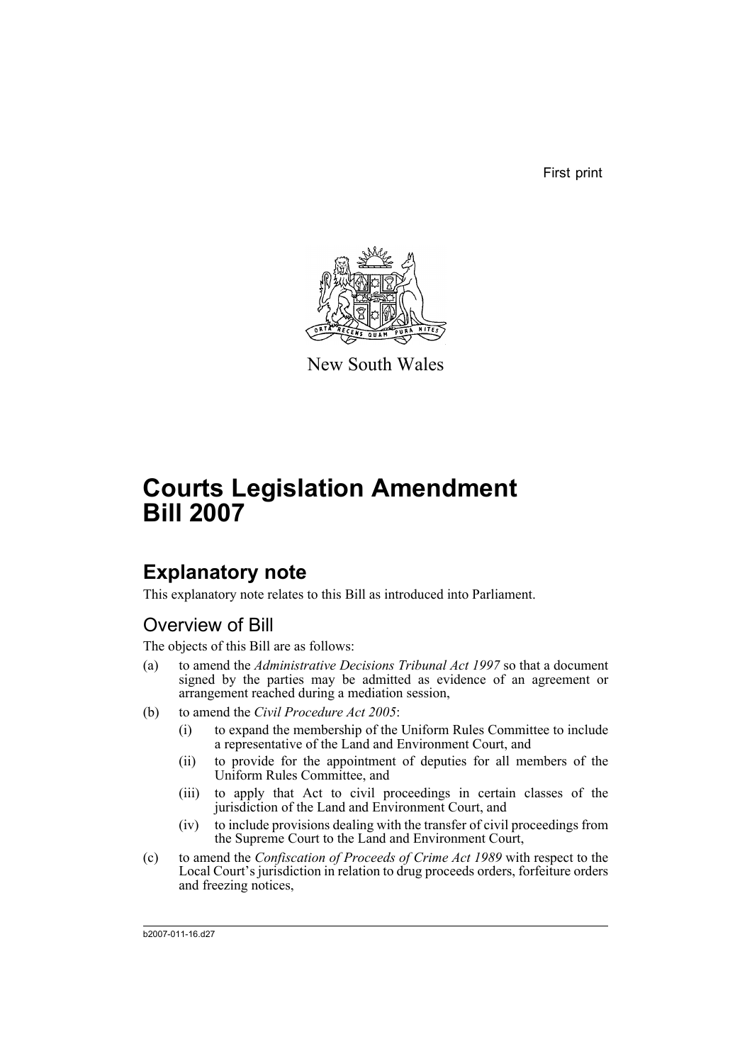First print

New South Wales

# Courts Legislation Amendment Bill 2007

## Explanatory note

This explanatory note relates to this Bill as introduced into Parliament.

### Overview of Bill

The objects of this Bill are as follows:

(a) to amend the *Administrative Decisions Tribunal Act 1997* so that a document signed by the parties may be admitted as evidence of an agreement or arrangement reached during a mediation session,

(b) to amend the *Civil Procedure Act 2005*:

   (i) to expand the membership of the Uniform Rules Committee to include a representative of the Land and Environment Court, and

   (ii) to provide for the appointment of deputies for all members of the Uniform Rules Committee, and

   (iii) to apply that Act to civil proceedings in certain classes of the jurisdiction of the Land and Environment Court, and

   (iv) to include provisions dealing with the transfer of civil proceedings from the Supreme Court to the Land and Environment Court,

(c) to amend the *Confiscation of Proceeds of Crime Act 1989* with respect to the Local Court's jurisdiction in relation to drug proceeds orders, forfeiture orders and freezing notices,

b2007-011-16.d27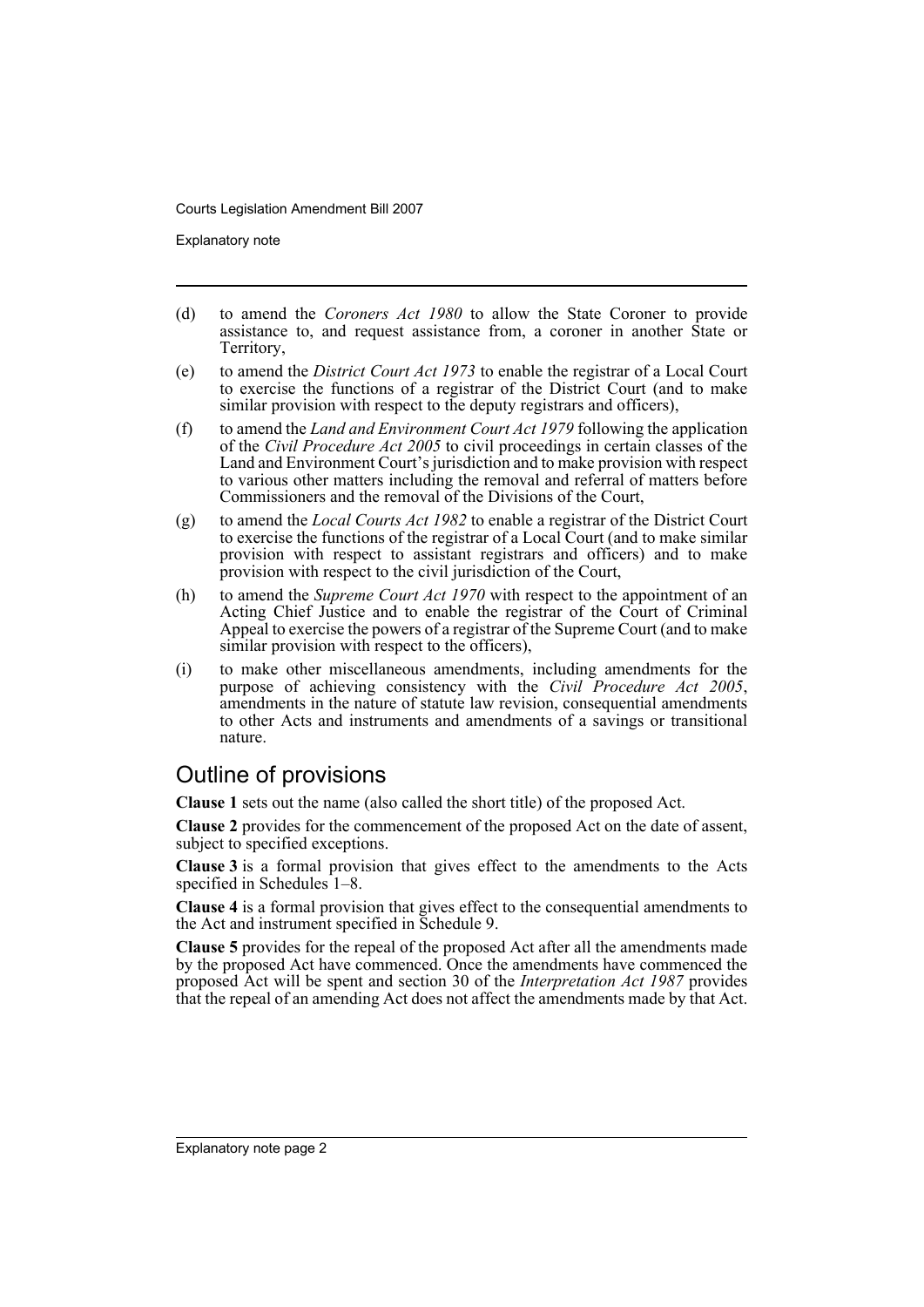- (d) to amend the *Coroners Act 1980* to allow the State Coroner to provide assistance to, and request assistance from, a coroner in another State or Territory,
- (e) to amend the *District Court Act 1973* to enable the registrar of a Local Court to exercise the functions of a registrar of the District Court (and to make similar provision with respect to the deputy registrars and officers),
- (f) to amend the *Land and Environment Court Act 1979* following the application of the *Civil Procedure Act 2005* to civil proceedings in certain classes of the Land and Environment Court's jurisdiction and to make provision with respect to various other matters including the removal and referral of matters before Commissioners and the removal of the Divisions of the Court,
- (g) to amend the *Local Courts Act 1982* to enable a registrar of the District Court to exercise the functions of the registrar of a Local Court (and to make similar provision with respect to assistant registrars and officers) and to make provision with respect to the civil jurisdiction of the Court,
- (h) to amend the *Supreme Court Act 1970* with respect to the appointment of an Acting Chief Justice and to enable the registrar of the Court of Criminal Appeal to exercise the powers of a registrar of the Supreme Court (and to make similar provision with respect to the officers),
- (i) to make other miscellaneous amendments, including amendments for the purpose of achieving consistency with the *Civil Procedure Act 2005*, amendments in the nature of statute law revision, consequential amendments to other Acts and instruments and amendments of a savings or transitional nature.

## Outline of provisions

**Clause 1** sets out the name (also called the short title) of the proposed Act.

**Clause 2** provides for the commencement of the proposed Act on the date of assent, subject to specified exceptions.

**Clause 3** is a formal provision that gives effect to the amendments to the Acts specified in Schedules 1–8.

**Clause 4** is a formal provision that gives effect to the consequential amendments to the Act and instrument specified in Schedule 9.

**Clause 5** provides for the repeal of the proposed Act after all the amendments made by the proposed Act have commenced. Once the amendments have commenced the proposed Act will be spent and section 30 of the *Interpretation Act 1987* provides that the repeal of an amending Act does not affect the amendments made by that Act.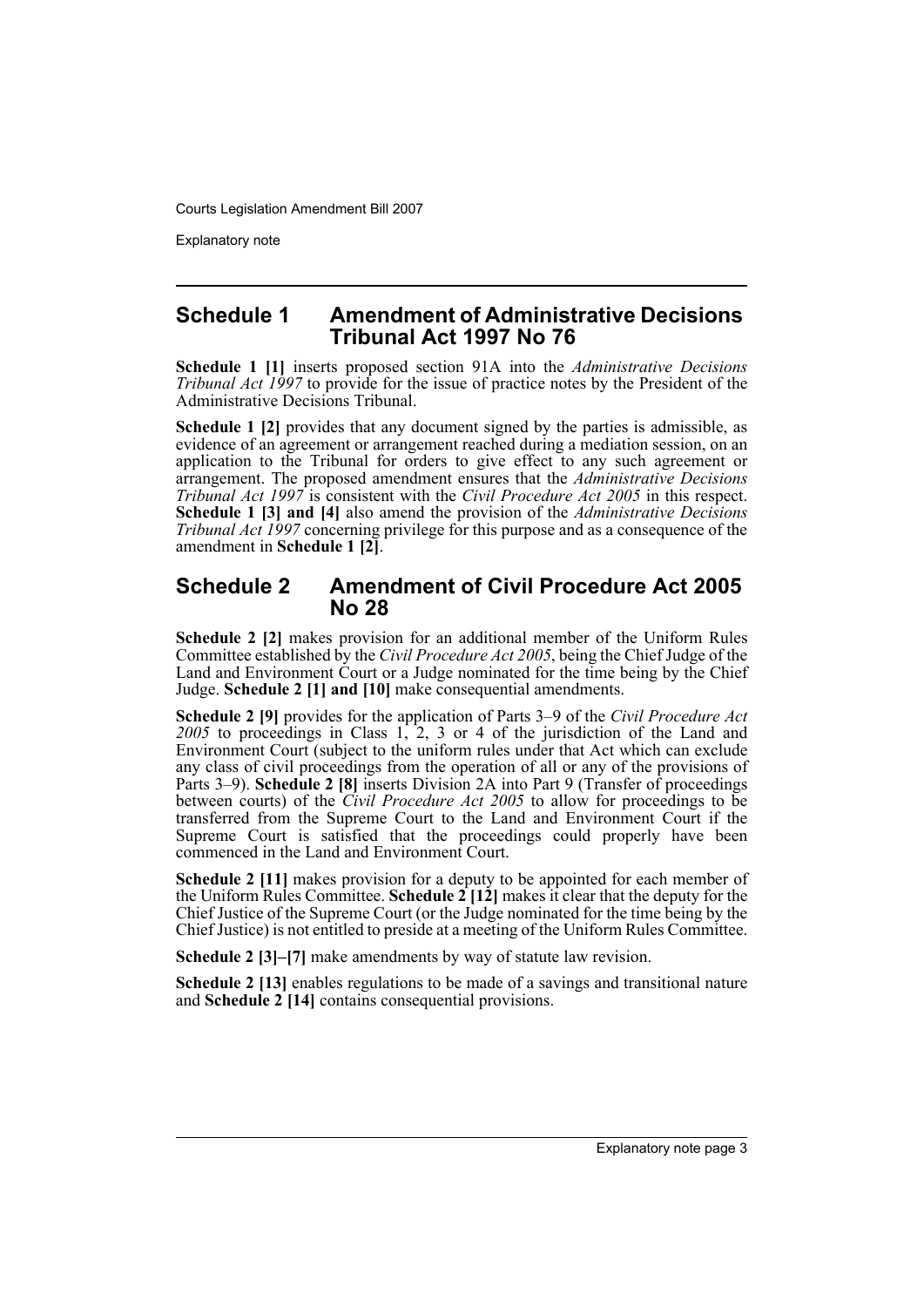## Schedule 1 Amendment of Administrative Decisions Tribunal Act 1997 No 76

**Schedule 1 [1]** inserts proposed section 91A into the *Administrative Decisions Tribunal Act 1997* to provide for the issue of practice notes by the President of the Administrative Decisions Tribunal.

**Schedule 1 [2]** provides that any document signed by the parties is admissible, as evidence of an agreement or arrangement reached during a mediation session, on an application to the Tribunal for orders to give effect to any such agreement or arrangement. The proposed amendment ensures that the *Administrative Decisions Tribunal Act 1997* is consistent with the *Civil Procedure Act 2005* in this respect. **Schedule 1 [3] and [4]** also amend the provision of the *Administrative Decisions Tribunal Act 1997* concerning privilege for this purpose and as a consequence of the amendment in **Schedule 1 [2]**.

## Schedule 2 Amendment of Civil Procedure Act 2005 No 28

**Schedule 2 [2]** makes provision for an additional member of the Uniform Rules Committee established by the *Civil Procedure Act 2005*, being the Chief Judge of the Land and Environment Court or a Judge nominated for the time being by the Chief Judge. **Schedule 2 [1] and [10]** make consequential amendments.

**Schedule 2 [9]** provides for the application of Parts 3–9 of the *Civil Procedure Act 2005* to proceedings in Class 1, 2, 3 or 4 of the jurisdiction of the Land and Environment Court (subject to the uniform rules under that Act which can exclude any class of civil proceedings from the operation of all or any of the provisions of Parts 3–9). **Schedule 2 [8]** inserts Division 2A into Part 9 (Transfer of proceedings between courts) of the *Civil Procedure Act 2005* to allow for proceedings to be transferred from the Supreme Court to the Land and Environment Court if the Supreme Court is satisfied that the proceedings could properly have been commenced in the Land and Environment Court.

**Schedule 2 [11]** makes provision for a deputy to be appointed for each member of the Uniform Rules Committee. **Schedule 2 [12]** makes it clear that the deputy for the Chief Justice of the Supreme Court (or the Judge nominated for the time being by the Chief Justice) is not entitled to preside at a meeting of the Uniform Rules Committee.

**Schedule 2 [3]–[7]** make amendments by way of statute law revision.

**Schedule 2 [13]** enables regulations to be made of a savings and transitional nature and **Schedule 2 [14]** contains consequential provisions.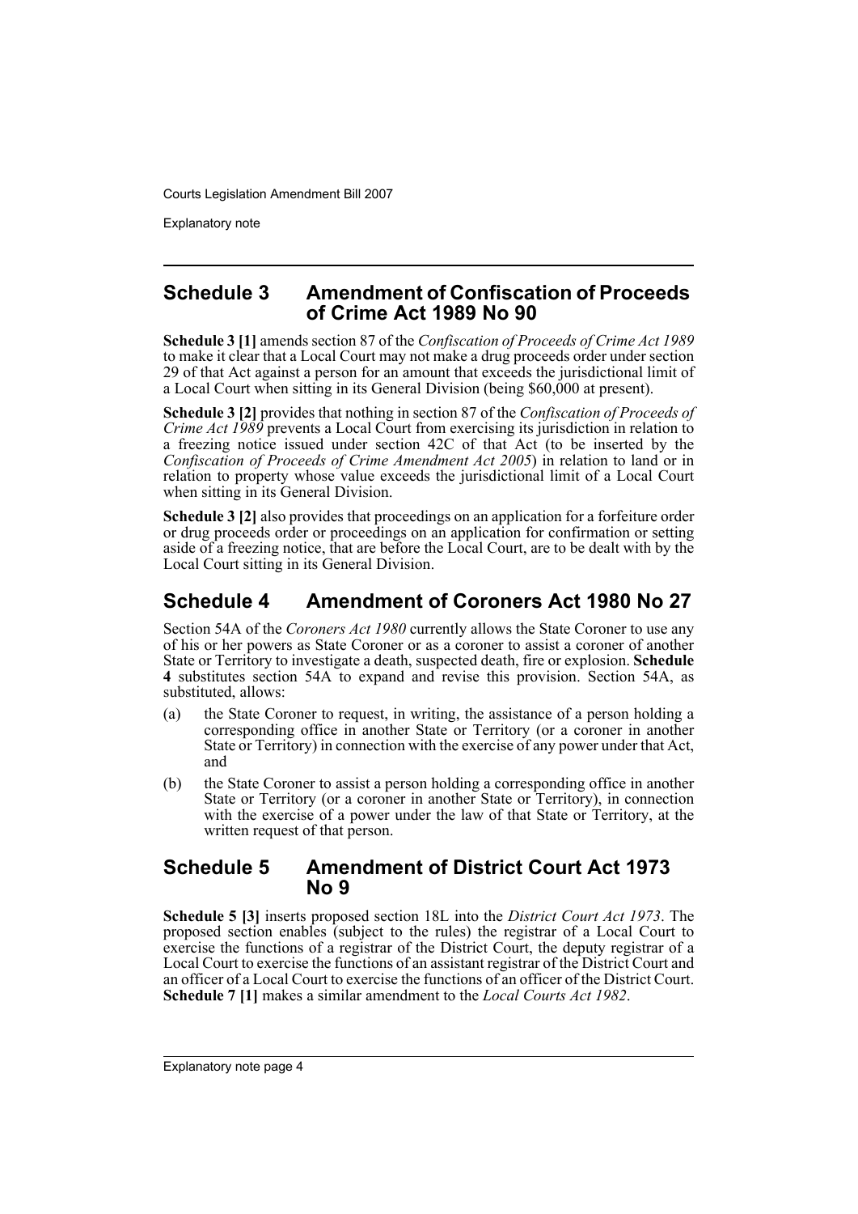## Schedule 3 Amendment of Confiscation of Proceeds of Crime Act 1989 No 90

**Schedule 3 [1]** amends section 87 of the *Confiscation of Proceeds of Crime Act 1989* to make it clear that a Local Court may not make a drug proceeds order under section 29 of that Act against a person for an amount that exceeds the jurisdictional limit of a Local Court when sitting in its General Division (being $60,000 at present).

**Schedule 3 [2]** provides that nothing in section 87 of the *Confiscation of Proceeds of Crime Act 1989* prevents a Local Court from exercising its jurisdiction in relation to a freezing notice issued under section 42C of that Act (to be inserted by the *Confiscation of Proceeds of Crime Amendment Act 2005*) in relation to land or in relation to property whose value exceeds the jurisdictional limit of a Local Court when sitting in its General Division.

**Schedule 3 [2]** also provides that proceedings on an application for a forfeiture order or drug proceeds order or proceedings on an application for confirmation or setting aside of a freezing notice, that are before the Local Court, are to be dealt with by the Local Court sitting in its General Division.

## Schedule 4 Amendment of Coroners Act 1980 No 27

Section 54A of the *Coroners Act 1980* currently allows the State Coroner to use any of his or her powers as State Coroner or as a coroner to assist a coroner of another State or Territory to investigate a death, suspected death, fire or explosion. **Schedule 4** substitutes section 54A to expand and revise this provision. Section 54A, as substituted, allows:

(a) the State Coroner to request, in writing, the assistance of a person holding a corresponding office in another State or Territory (or a coroner in another State or Territory) in connection with the exercise of any power under that Act, and

(b) the State Coroner to assist a person holding a corresponding office in another State or Territory (or a coroner in another State or Territory), in connection with the exercise of a power under the law of that State or Territory, at the written request of that person.

## Schedule 5 Amendment of District Court Act 1973 No 9

**Schedule 5 [3]** inserts proposed section 18L into the *District Court Act 1973*. The proposed section enables (subject to the rules) the registrar of a Local Court to exercise the functions of a registrar of the District Court, the deputy registrar of a Local Court to exercise the functions of an assistant registrar of the District Court and an officer of a Local Court to exercise the functions of an officer of the District Court. **Schedule 7 [1]** makes a similar amendment to the *Local Courts Act 1982*.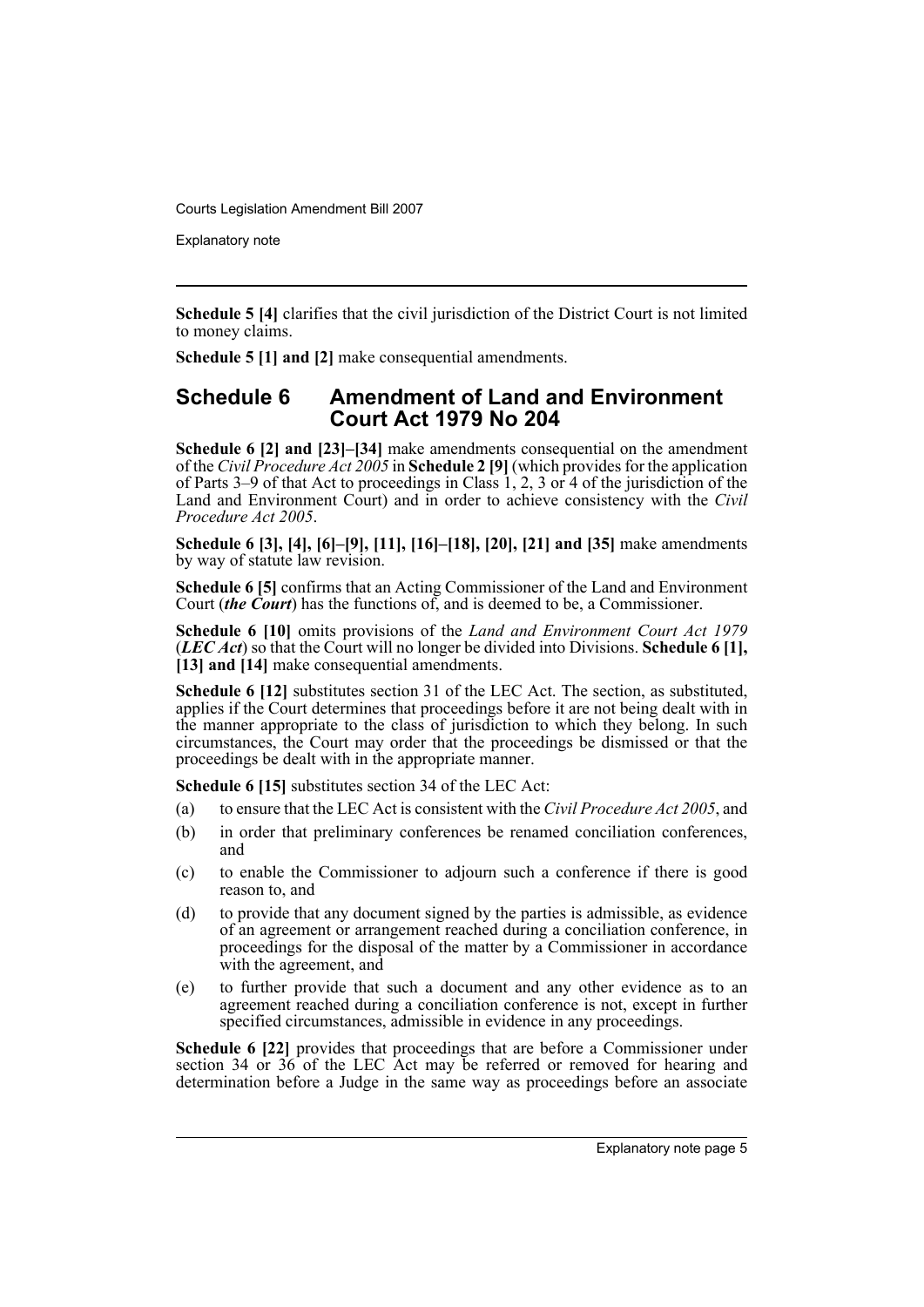**Schedule 5 [4]** clarifies that the civil jurisdiction of the District Court is not limited to money claims.

**Schedule 5 [1] and [2]** make consequential amendments.

## Schedule 6 Amendment of Land and Environment Court Act 1979 No 204

**Schedule 6 [2] and [23]–[34]** make amendments consequential on the amendment of the *Civil Procedure Act 2005* in **Schedule 2 [9]** (which provides for the application of Parts 3–9 of that Act to proceedings in Class 1, 2, 3 or 4 of the jurisdiction of the Land and Environment Court) and in order to achieve consistency with the *Civil Procedure Act 2005*.

**Schedule 6 [3], [4], [6]–[9], [11], [16]–[18], [20], [21] and [35]** make amendments by way of statute law revision.

**Schedule 6 [5]** confirms that an Acting Commissioner of the Land and Environment Court (***the Court***) has the functions of, and is deemed to be, a Commissioner.

**Schedule 6 [10]** omits provisions of the *Land and Environment Court Act 1979* (***LEC Act***) so that the Court will no longer be divided into Divisions. **Schedule 6 [1], [13] and [14]** make consequential amendments.

**Schedule 6 [12]** substitutes section 31 of the LEC Act. The section, as substituted, applies if the Court determines that proceedings before it are not being dealt with in the manner appropriate to the class of jurisdiction to which they belong. In such circumstances, the Court may order that the proceedings be dismissed or that the proceedings be dealt with in the appropriate manner.

**Schedule 6 [15]** substitutes section 34 of the LEC Act:

(a) to ensure that the LEC Act is consistent with the *Civil Procedure Act 2005*, and

(b) in order that preliminary conferences be renamed conciliation conferences, and

(c) to enable the Commissioner to adjourn such a conference if there is good reason to, and

(d) to provide that any document signed by the parties is admissible, as evidence of an agreement or arrangement reached during a conciliation conference, in proceedings for the disposal of the matter by a Commissioner in accordance with the agreement, and

(e) to further provide that such a document and any other evidence as to an agreement reached during a conciliation conference is not, except in further specified circumstances, admissible in evidence in any proceedings.

**Schedule 6 [22]** provides that proceedings that are before a Commissioner under section 34 or 36 of the LEC Act may be referred or removed for hearing and determination before a Judge in the same way as proceedings before an associate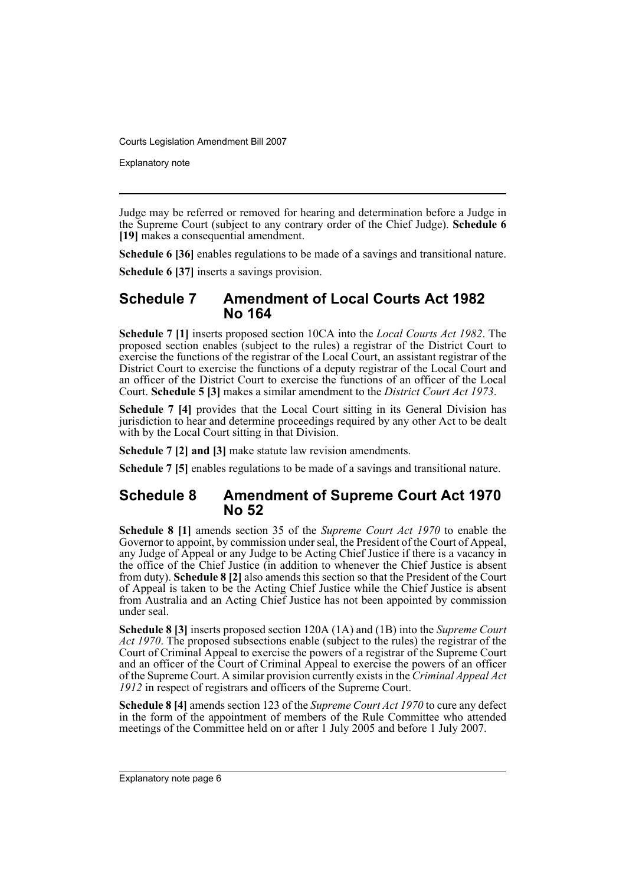Judge may be referred or removed for hearing and determination before a Judge in the Supreme Court (subject to any contrary order of the Chief Judge). **Schedule 6 [19]** makes a consequential amendment.

**Schedule 6 [36]** enables regulations to be made of a savings and transitional nature.

**Schedule 6 [37]** inserts a savings provision.

## Schedule 7 Amendment of Local Courts Act 1982 No 164

**Schedule 7 [1]** inserts proposed section 10CA into the *Local Courts Act 1982*. The proposed section enables (subject to the rules) a registrar of the District Court to exercise the functions of the registrar of the Local Court, an assistant registrar of the District Court to exercise the functions of a deputy registrar of the Local Court and an officer of the District Court to exercise the functions of an officer of the Local Court. **Schedule 5 [3]** makes a similar amendment to the *District Court Act 1973*.

**Schedule 7 [4]** provides that the Local Court sitting in its General Division has jurisdiction to hear and determine proceedings required by any other Act to be dealt with by the Local Court sitting in that Division.

**Schedule 7 [2] and [3]** make statute law revision amendments.

**Schedule 7 [5]** enables regulations to be made of a savings and transitional nature.

## Schedule 8 Amendment of Supreme Court Act 1970 No 52

**Schedule 8 [1]** amends section 35 of the *Supreme Court Act 1970* to enable the Governor to appoint, by commission under seal, the President of the Court of Appeal, any Judge of Appeal or any Judge to be Acting Chief Justice if there is a vacancy in the office of the Chief Justice (in addition to whenever the Chief Justice is absent from duty). **Schedule 8 [2]** also amends this section so that the President of the Court of Appeal is taken to be the Acting Chief Justice while the Chief Justice is absent from Australia and an Acting Chief Justice has not been appointed by commission under seal.

**Schedule 8 [3]** inserts proposed section 120A (1A) and (1B) into the *Supreme Court Act 1970*. The proposed subsections enable (subject to the rules) the registrar of the Court of Criminal Appeal to exercise the powers of a registrar of the Supreme Court and an officer of the Court of Criminal Appeal to exercise the powers of an officer of the Supreme Court. A similar provision currently exists in the *Criminal Appeal Act 1912* in respect of registrars and officers of the Supreme Court.

**Schedule 8 [4]** amends section 123 of the *Supreme Court Act 1970* to cure any defect in the form of the appointment of members of the Rule Committee who attended meetings of the Committee held on or after 1 July 2005 and before 1 July 2007.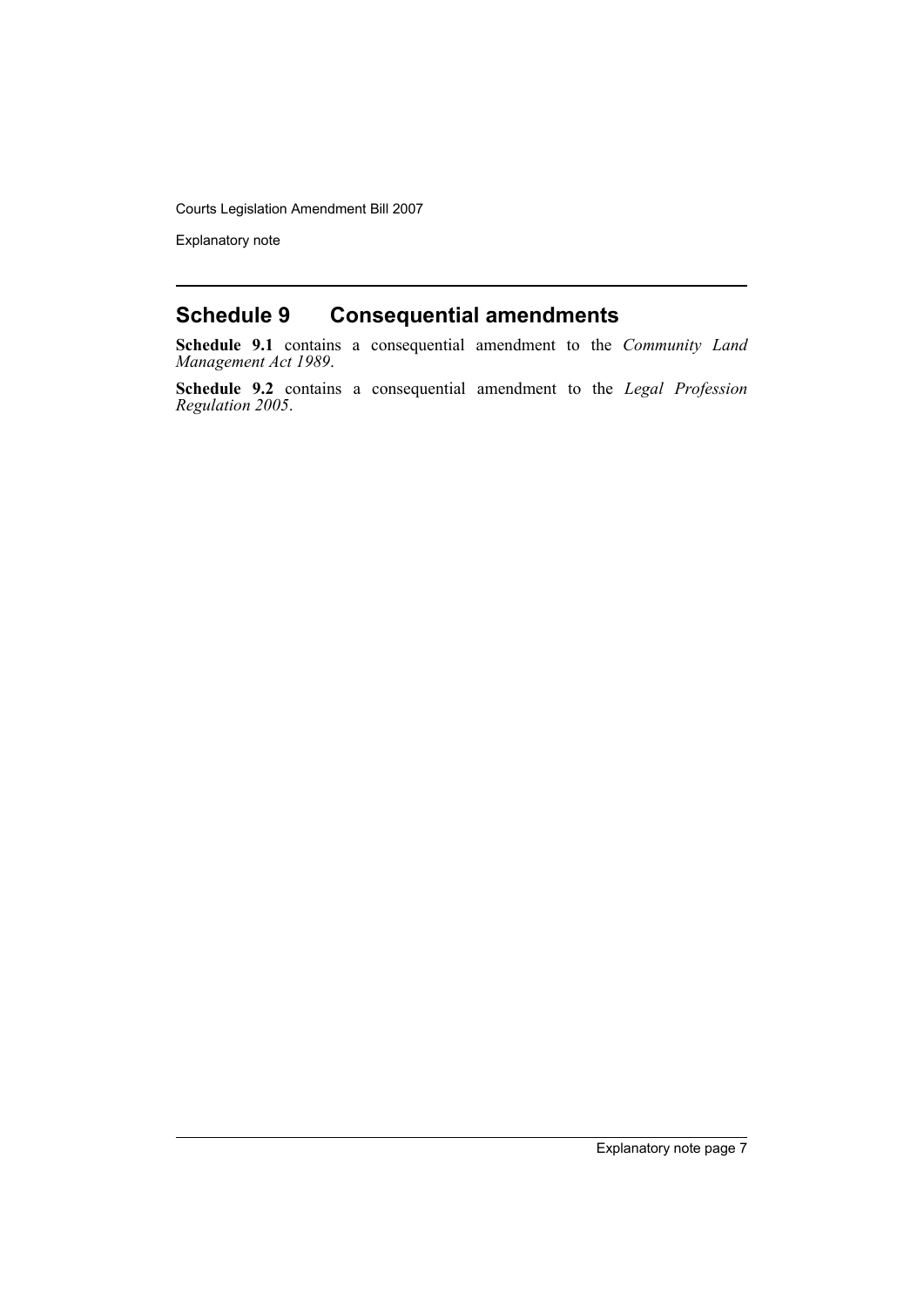## Schedule 9 Consequential amendments

**Schedule 9.1** contains a consequential amendment to the *Community Land Management Act 1989*.

**Schedule 9.2** contains a consequential amendment to the *Legal Profession Regulation 2005*.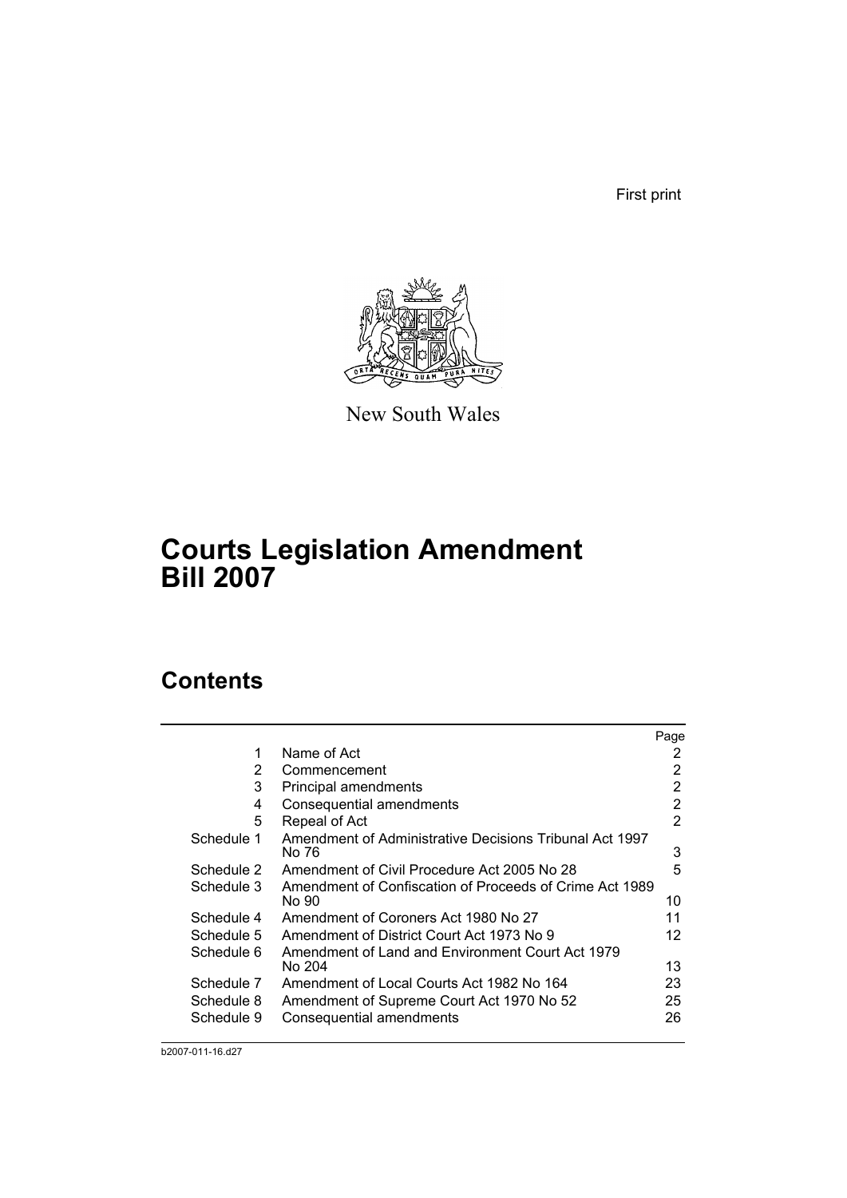First print

New South Wales

# Courts Legislation Amendment Bill 2007

## Contents

| | | Page |
|---|---|---|
| 1 | Name of Act | 2 |
| 2 | Commencement | 2 |
| 3 | Principal amendments | 2 |
| 4 | Consequential amendments | 2 |
| 5 | Repeal of Act | 2 |
| Schedule 1 | Amendment of Administrative Decisions Tribunal Act 1997 No 76 | 3 |
| Schedule 2 | Amendment of Civil Procedure Act 2005 No 28 | 5 |
| Schedule 3 | Amendment of Confiscation of Proceeds of Crime Act 1989 No 90 | 10 |
| Schedule 4 | Amendment of Coroners Act 1980 No 27 | 11 |
| Schedule 5 | Amendment of District Court Act 1973 No 9 | 12 |
| Schedule 6 | Amendment of Land and Environment Court Act 1979 No 204 | 13 |
| Schedule 7 | Amendment of Local Courts Act 1982 No 164 | 23 |
| Schedule 8 | Amendment of Supreme Court Act 1970 No 52 | 25 |
| Schedule 9 | Consequential amendments | 26 |

b2007-011-16.d27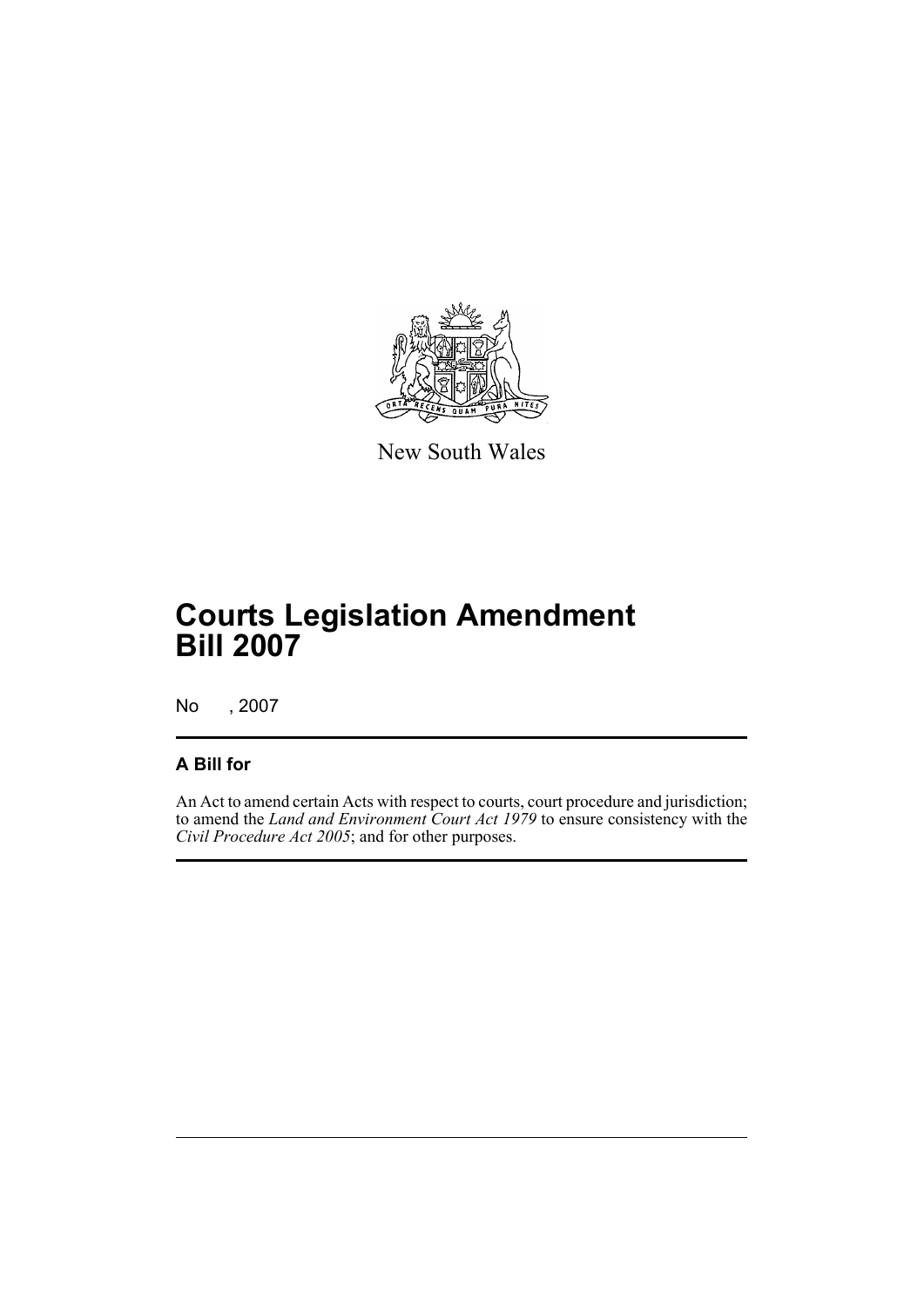New South Wales

# Courts Legislation Amendment Bill 2007

No , 2007

## A Bill for

An Act to amend certain Acts with respect to courts, court procedure and jurisdiction; to amend the *Land and Environment Court Act 1979* to ensure consistency with the *Civil Procedure Act 2005*; and for other purposes.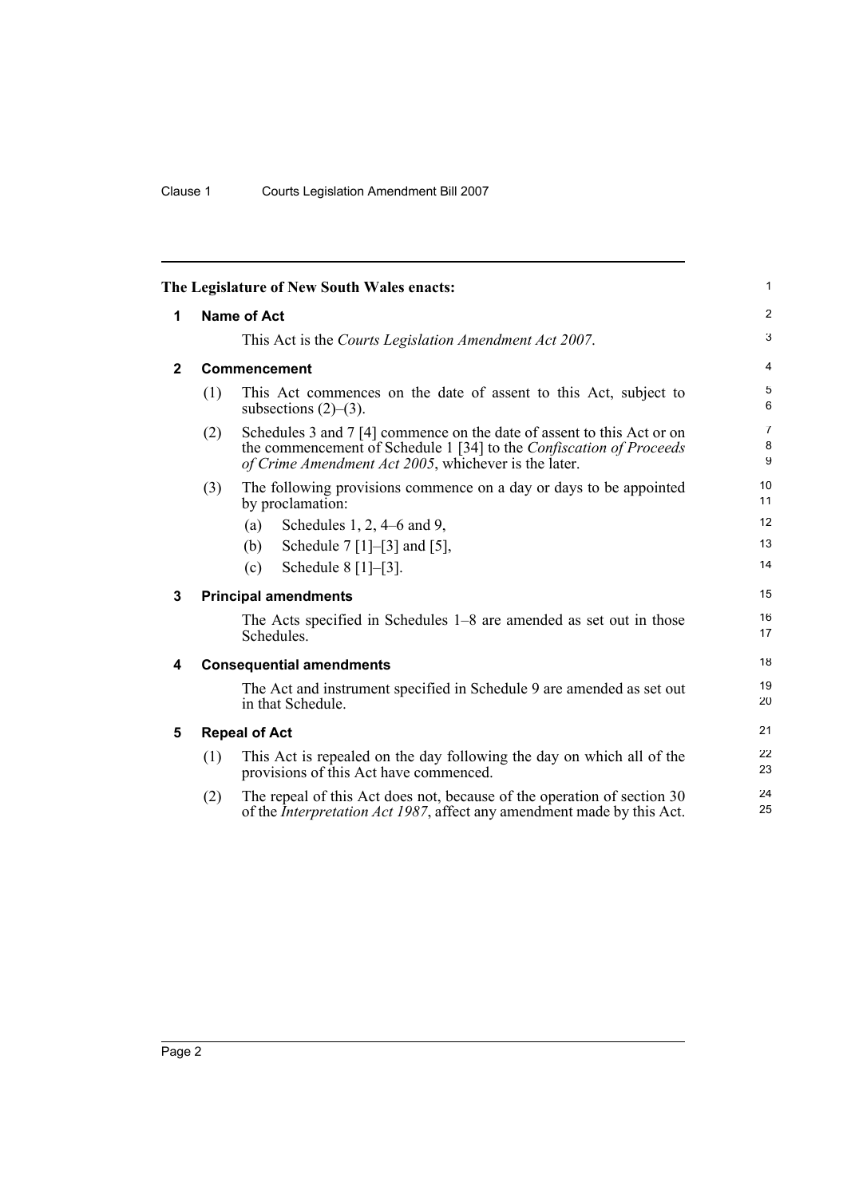**The Legislature of New South Wales enacts:**

## 1 Name of Act

This Act is the *Courts Legislation Amendment Act 2007*.

## 2 Commencement

(1) This Act commences on the date of assent to this Act, subject to subsections (2)–(3).

(2) Schedules 3 and 7 [4] commence on the date of assent to this Act or on the commencement of Schedule 1 [34] to the *Confiscation of Proceeds of Crime Amendment Act 2005*, whichever is the later.

(3) The following provisions commence on a day or days to be appointed by proclamation:

- (a) Schedules 1, 2, 4–6 and 9,
- (b) Schedule 7 [1]–[3] and [5],
- (c) Schedule 8 [1]–[3].

## 3 Principal amendments

The Acts specified in Schedules 1–8 are amended as set out in those Schedules.

## 4 Consequential amendments

The Act and instrument specified in Schedule 9 are amended as set out in that Schedule.

## 5 Repeal of Act

(1) This Act is repealed on the day following the day on which all of the provisions of this Act have commenced.

(2) The repeal of this Act does not, because of the operation of section 30 of the *Interpretation Act 1987*, affect any amendment made by this Act.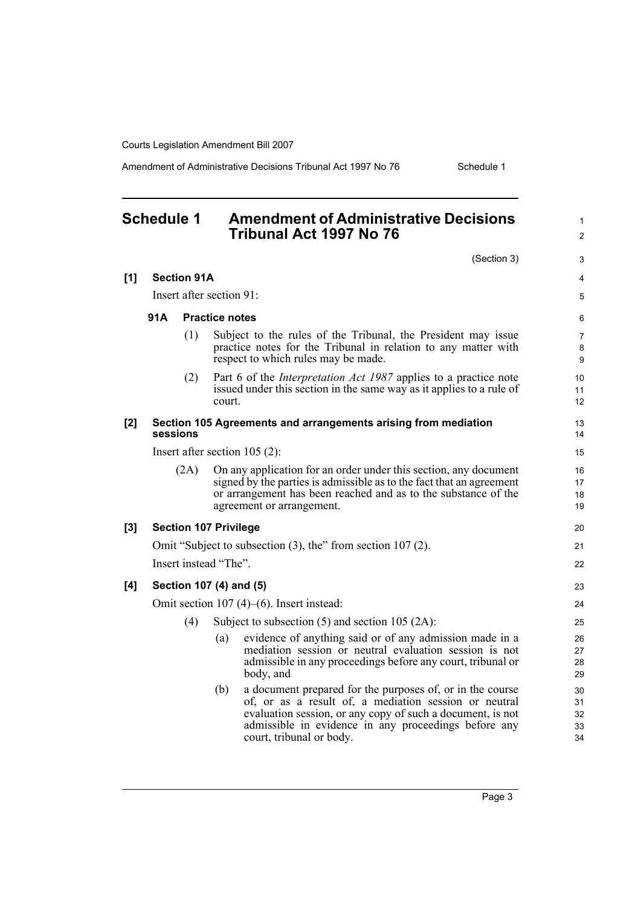## Schedule 1 Amendment of Administrative Decisions Tribunal Act 1997 No 76

(Section 3)

**[1] Section 91A**

Insert after section 91:

**91A Practice notes**

(1) Subject to the rules of the Tribunal, the President may issue practice notes for the Tribunal in relation to any matter with respect to which rules may be made.

(2) Part 6 of the *Interpretation Act 1987* applies to a practice note issued under this section in the same way as it applies to a rule of court.

**[2] Section 105 Agreements and arrangements arising from mediation sessions**

Insert after section 105 (2):

(2A) On any application for an order under this section, any document signed by the parties is admissible as to the fact that an agreement or arrangement has been reached and as to the substance of the agreement or arrangement.

**[3] Section 107 Privilege**

Omit "Subject to subsection (3), the" from section 107 (2).

Insert instead "The".

**[4] Section 107 (4) and (5)**

Omit section 107 (4)–(6). Insert instead:

(4) Subject to subsection (5) and section 105 (2A):

(a) evidence of anything said or of any admission made in a mediation session or neutral evaluation session is not admissible in any proceedings before any court, tribunal or body, and

(b) a document prepared for the purposes of, or in the course of, or as a result of, a mediation session or neutral evaluation session, or any copy of such a document, is not admissible in evidence in any proceedings before any court, tribunal or body.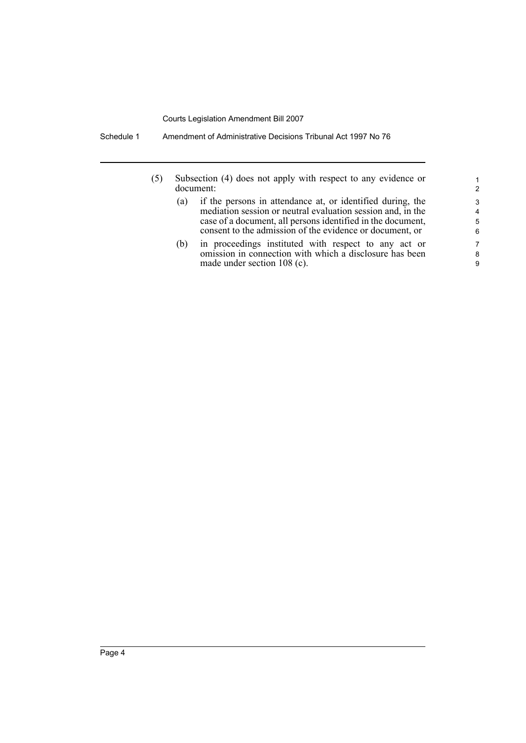(5) Subsection (4) does not apply with respect to any evidence or document:

(a) if the persons in attendance at, or identified during, the mediation session or neutral evaluation session and, in the case of a document, all persons identified in the document, consent to the admission of the evidence or document, or

(b) in proceedings instituted with respect to any act or omission in connection with which a disclosure has been made under section 108 (c).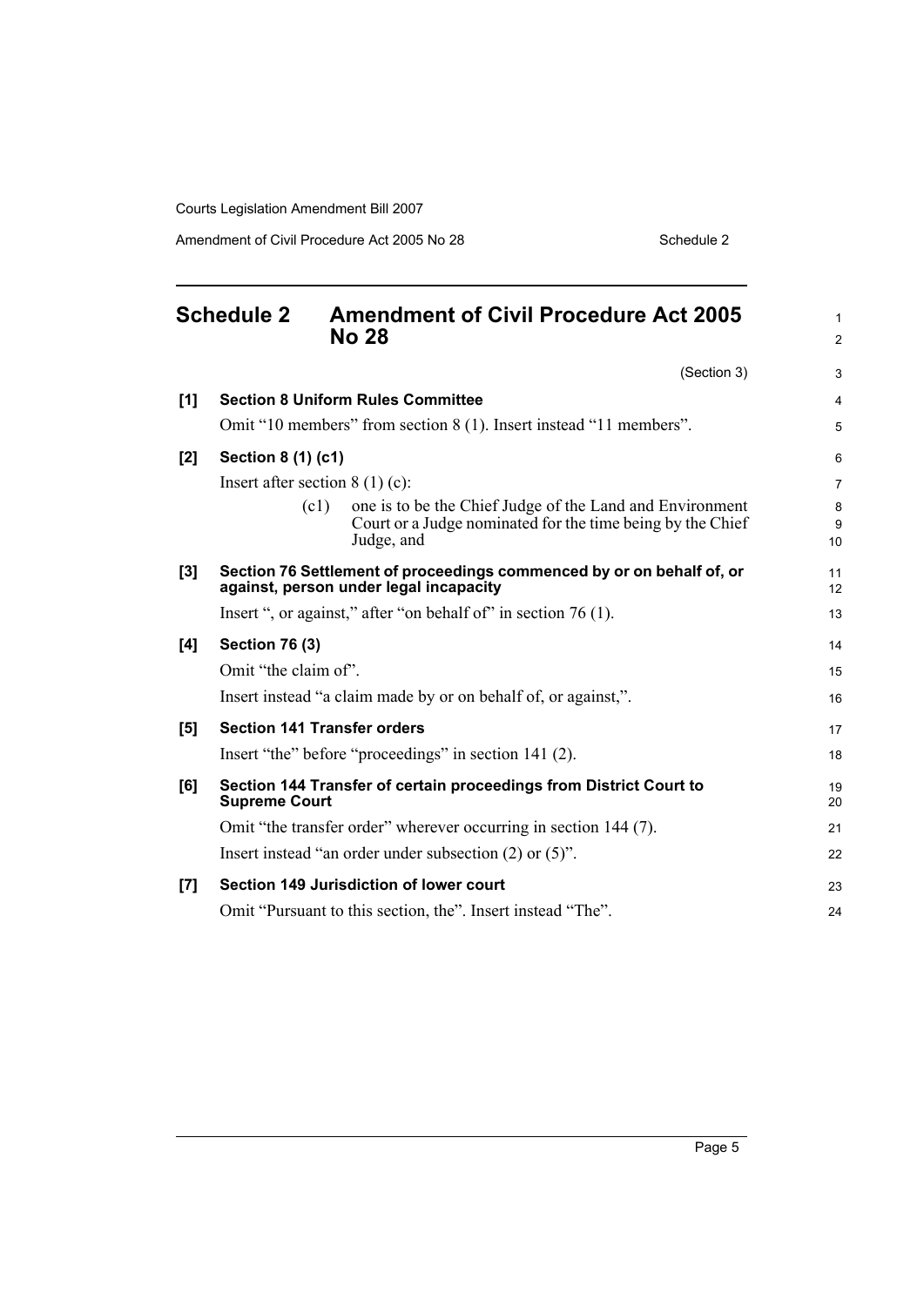## Schedule 2 Amendment of Civil Procedure Act 2005 No 28

(Section 3)

**[1] Section 8 Uniform Rules Committee**

Omit "10 members" from section 8 (1). Insert instead "11 members".

**[2] Section 8 (1) (c1)**

Insert after section 8 (1) (c):

(c1) one is to be the Chief Judge of the Land and Environment Court or a Judge nominated for the time being by the Chief Judge, and

**[3] Section 76 Settlement of proceedings commenced by or on behalf of, or against, person under legal incapacity**

Insert ", or against," after "on behalf of" in section 76 (1).

**[4] Section 76 (3)**

Omit "the claim of".

Insert instead "a claim made by or on behalf of, or against,".

**[5] Section 141 Transfer orders**

Insert "the" before "proceedings" in section 141 (2).

**[6] Section 144 Transfer of certain proceedings from District Court to Supreme Court**

Omit "the transfer order" wherever occurring in section 144 (7).

Insert instead "an order under subsection (2) or (5)".

**[7] Section 149 Jurisdiction of lower court**

Omit "Pursuant to this section, the". Insert instead "The".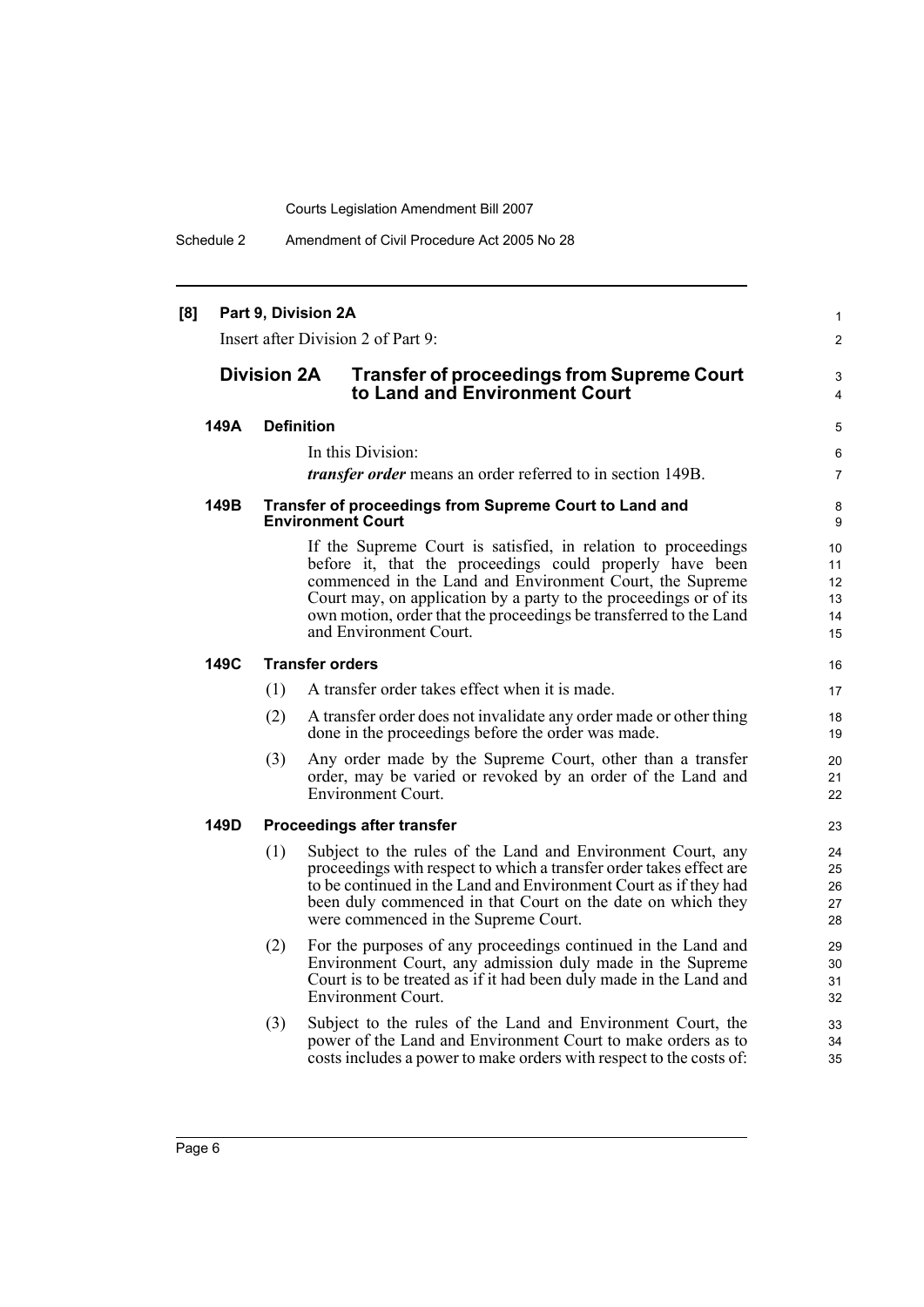**[8] Part 9, Division 2A**

Insert after Division 2 of Part 9:

## Division 2A Transfer of proceedings from Supreme Court to Land and Environment Court

### 149A Definition

In this Division:

***transfer order*** means an order referred to in section 149B.

### 149B Transfer of proceedings from Supreme Court to Land and Environment Court

If the Supreme Court is satisfied, in relation to proceedings before it, that the proceedings could properly have been commenced in the Land and Environment Court, the Supreme Court may, on application by a party to the proceedings or of its own motion, order that the proceedings be transferred to the Land and Environment Court.

### 149C Transfer orders

(1) A transfer order takes effect when it is made.

(2) A transfer order does not invalidate any order made or other thing done in the proceedings before the order was made.

(3) Any order made by the Supreme Court, other than a transfer order, may be varied or revoked by an order of the Land and Environment Court.

### 149D Proceedings after transfer

(1) Subject to the rules of the Land and Environment Court, any proceedings with respect to which a transfer order takes effect are to be continued in the Land and Environment Court as if they had been duly commenced in that Court on the date on which they were commenced in the Supreme Court.

(2) For the purposes of any proceedings continued in the Land and Environment Court, any admission duly made in the Supreme Court is to be treated as if it had been duly made in the Land and Environment Court.

(3) Subject to the rules of the Land and Environment Court, the power of the Land and Environment Court to make orders as to costs includes a power to make orders with respect to the costs of: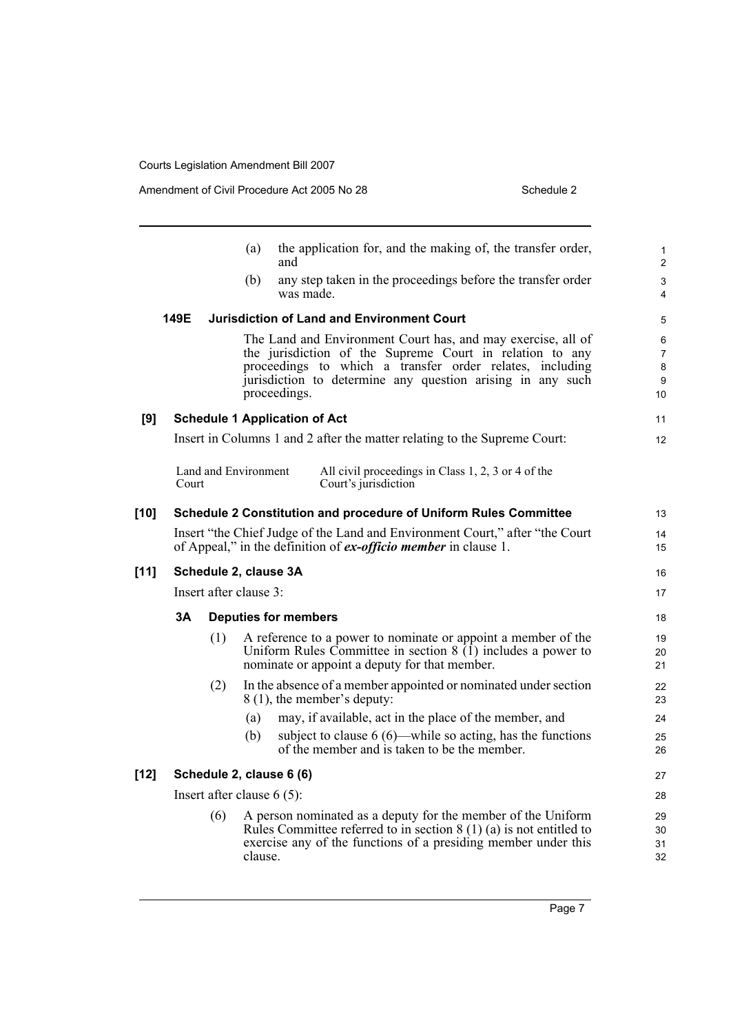(a) the application for, and the making of, the transfer order, and

(b) any step taken in the proceedings before the transfer order was made.

**149E Jurisdiction of Land and Environment Court**

The Land and Environment Court has, and may exercise, all of the jurisdiction of the Supreme Court in relation to any proceedings to which a transfer order relates, including jurisdiction to determine any question arising in any such proceedings.

**[9] Schedule 1 Application of Act**

Insert in Columns 1 and 2 after the matter relating to the Supreme Court:

| | |
|---|---|
| Land and Environment Court | All civil proceedings in Class 1, 2, 3 or 4 of the Court's jurisdiction |

**[10] Schedule 2 Constitution and procedure of Uniform Rules Committee**

Insert "the Chief Judge of the Land and Environment Court," after "the Court of Appeal," in the definition of ***ex-officio member*** in clause 1.

**[11] Schedule 2, clause 3A**

Insert after clause 3:

**3A Deputies for members**

(1) A reference to a power to nominate or appoint a member of the Uniform Rules Committee in section 8 (1) includes a power to nominate or appoint a deputy for that member.

(2) In the absence of a member appointed or nominated under section 8 (1), the member's deputy:

(a) may, if available, act in the place of the member, and

(b) subject to clause 6 (6)—while so acting, has the functions of the member and is taken to be the member.

**[12] Schedule 2, clause 6 (6)**

Insert after clause 6 (5):

(6) A person nominated as a deputy for the member of the Uniform Rules Committee referred to in section 8 (1) (a) is not entitled to exercise any of the functions of a presiding member under this clause.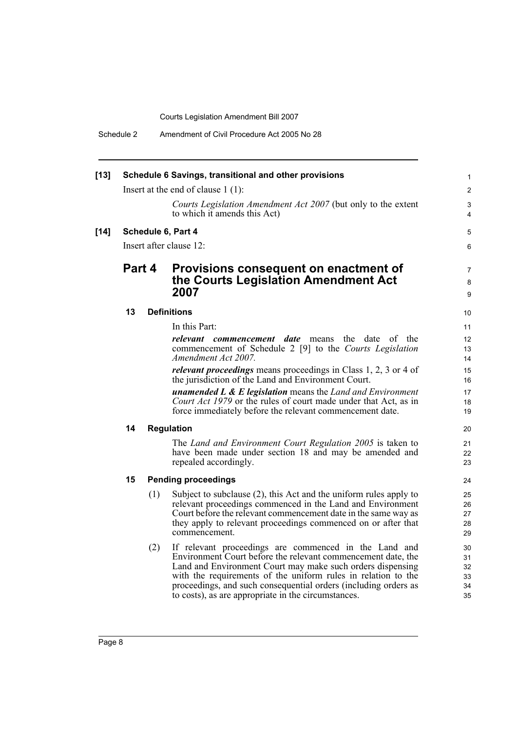**[13] Schedule 6 Savings, transitional and other provisions**

Insert at the end of clause 1 (1):

*Courts Legislation Amendment Act 2007* (but only to the extent to which it amends this Act)

**[14] Schedule 6, Part 4**

Insert after clause 12:

## Part 4 Provisions consequent on enactment of the Courts Legislation Amendment Act 2007

### 13 Definitions

In this Part:

***relevant commencement date*** means the date of the commencement of Schedule 2 [9] to the *Courts Legislation Amendment Act 2007*.

***relevant proceedings*** means proceedings in Class 1, 2, 3 or 4 of the jurisdiction of the Land and Environment Court.

***unamended L & E legislation*** means the *Land and Environment Court Act 1979* or the rules of court made under that Act, as in force immediately before the relevant commencement date.

### 14 Regulation

The *Land and Environment Court Regulation 2005* is taken to have been made under section 18 and may be amended and repealed accordingly.

### 15 Pending proceedings

(1) Subject to subclause (2), this Act and the uniform rules apply to relevant proceedings commenced in the Land and Environment Court before the relevant commencement date in the same way as they apply to relevant proceedings commenced on or after that commencement.

(2) If relevant proceedings are commenced in the Land and Environment Court before the relevant commencement date, the Land and Environment Court may make such orders dispensing with the requirements of the uniform rules in relation to the proceedings, and such consequential orders (including orders as to costs), as are appropriate in the circumstances.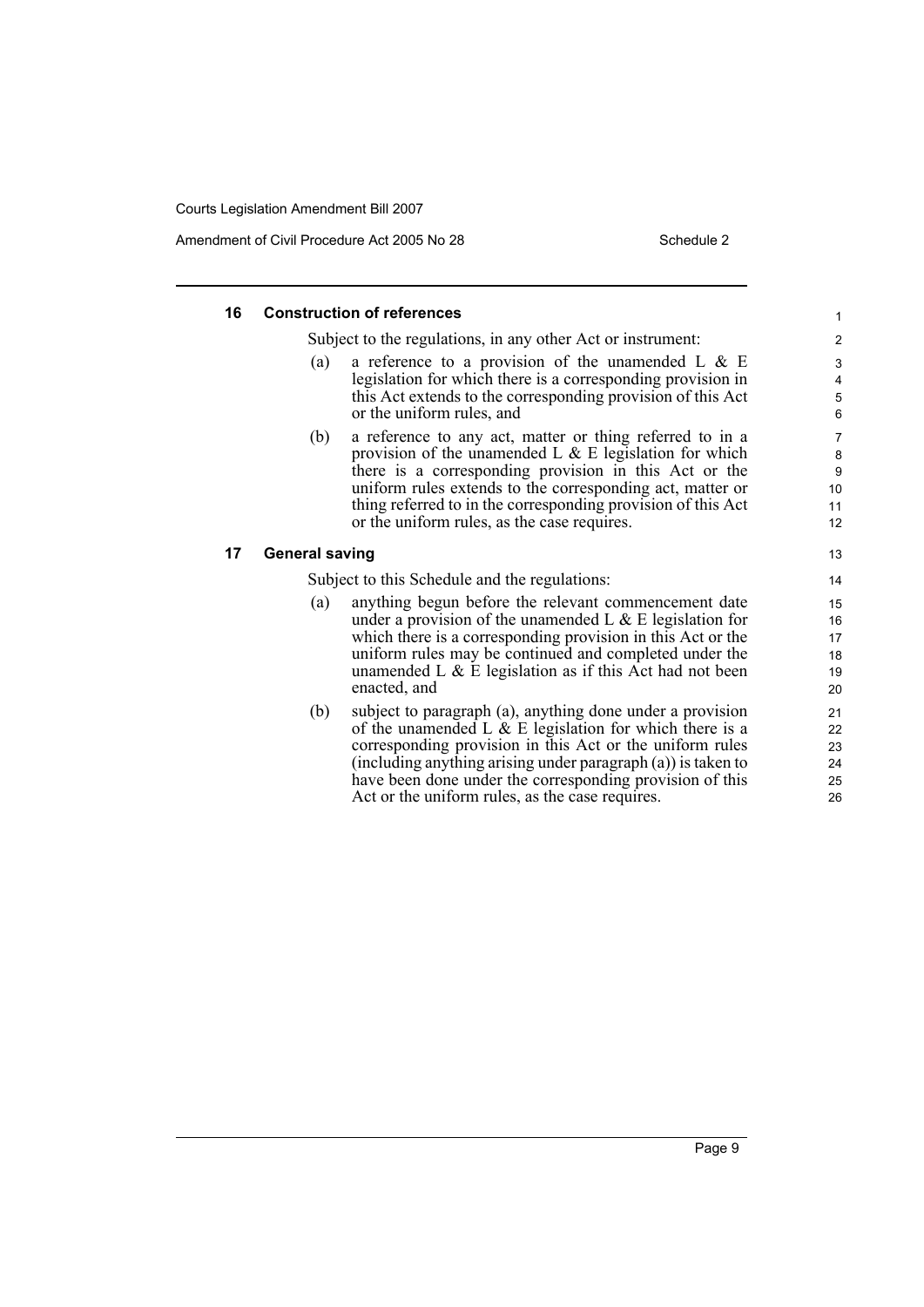#### 16 Construction of references

Subject to the regulations, in any other Act or instrument:

(a) a reference to a provision of the unamended L & E legislation for which there is a corresponding provision in this Act extends to the corresponding provision of this Act or the uniform rules, and

(b) a reference to any act, matter or thing referred to in a provision of the unamended L & E legislation for which there is a corresponding provision in this Act or the uniform rules extends to the corresponding act, matter or thing referred to in the corresponding provision of this Act or the uniform rules, as the case requires.

#### 17 General saving

Subject to this Schedule and the regulations:

(a) anything begun before the relevant commencement date under a provision of the unamended L & E legislation for which there is a corresponding provision in this Act or the uniform rules may be continued and completed under the unamended L & E legislation as if this Act had not been enacted, and

(b) subject to paragraph (a), anything done under a provision of the unamended L & E legislation for which there is a corresponding provision in this Act or the uniform rules (including anything arising under paragraph (a)) is taken to have been done under the corresponding provision of this Act or the uniform rules, as the case requires.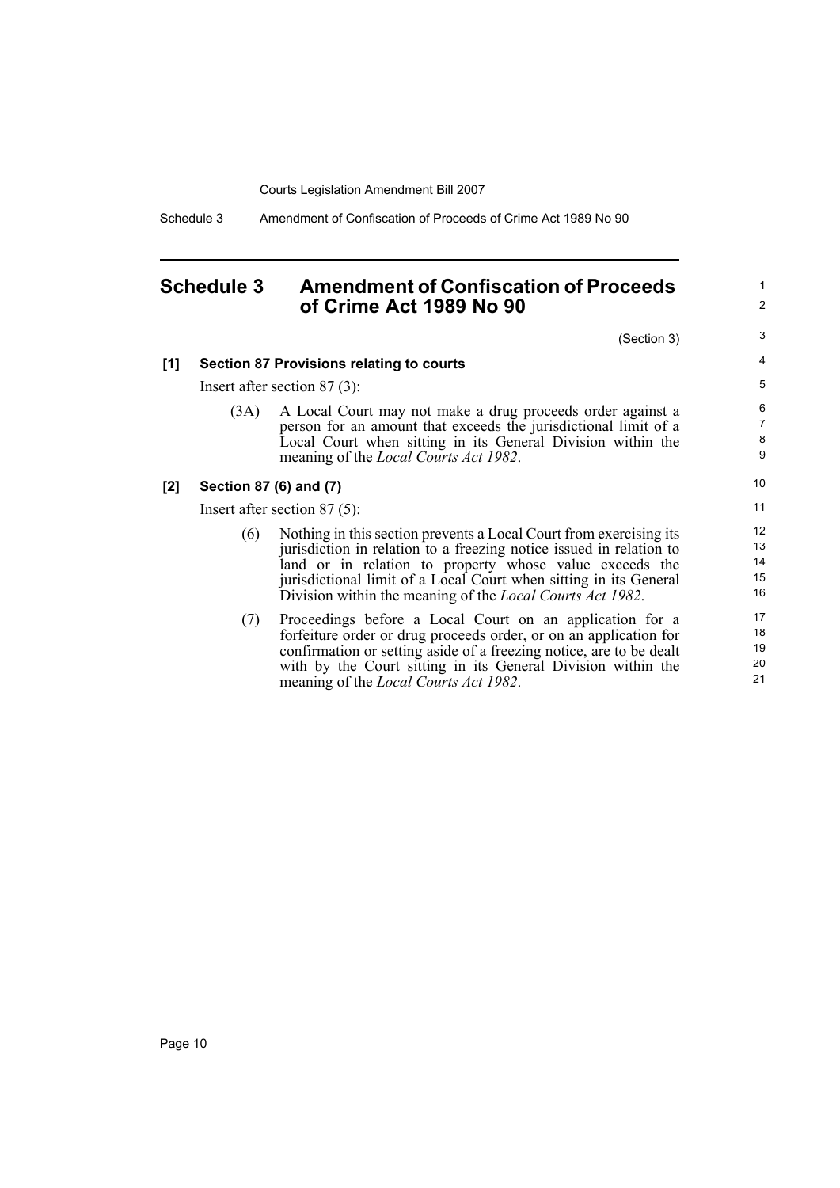## Schedule 3 Amendment of Confiscation of Proceeds of Crime Act 1989 No 90

(Section 3)

**[1] Section 87 Provisions relating to courts**

Insert after section 87 (3):

> (3A) A Local Court may not make a drug proceeds order against a person for an amount that exceeds the jurisdictional limit of a Local Court when sitting in its General Division within the meaning of the *Local Courts Act 1982*.

**[2] Section 87 (6) and (7)**

Insert after section 87 (5):

> (6) Nothing in this section prevents a Local Court from exercising its jurisdiction in relation to a freezing notice issued in relation to land or in relation to property whose value exceeds the jurisdictional limit of a Local Court when sitting in its General Division within the meaning of the *Local Courts Act 1982*.
>
> (7) Proceedings before a Local Court on an application for a forfeiture order or drug proceeds order, or on an application for confirmation or setting aside of a freezing notice, are to be dealt with by the Court sitting in its General Division within the meaning of the *Local Courts Act 1982*.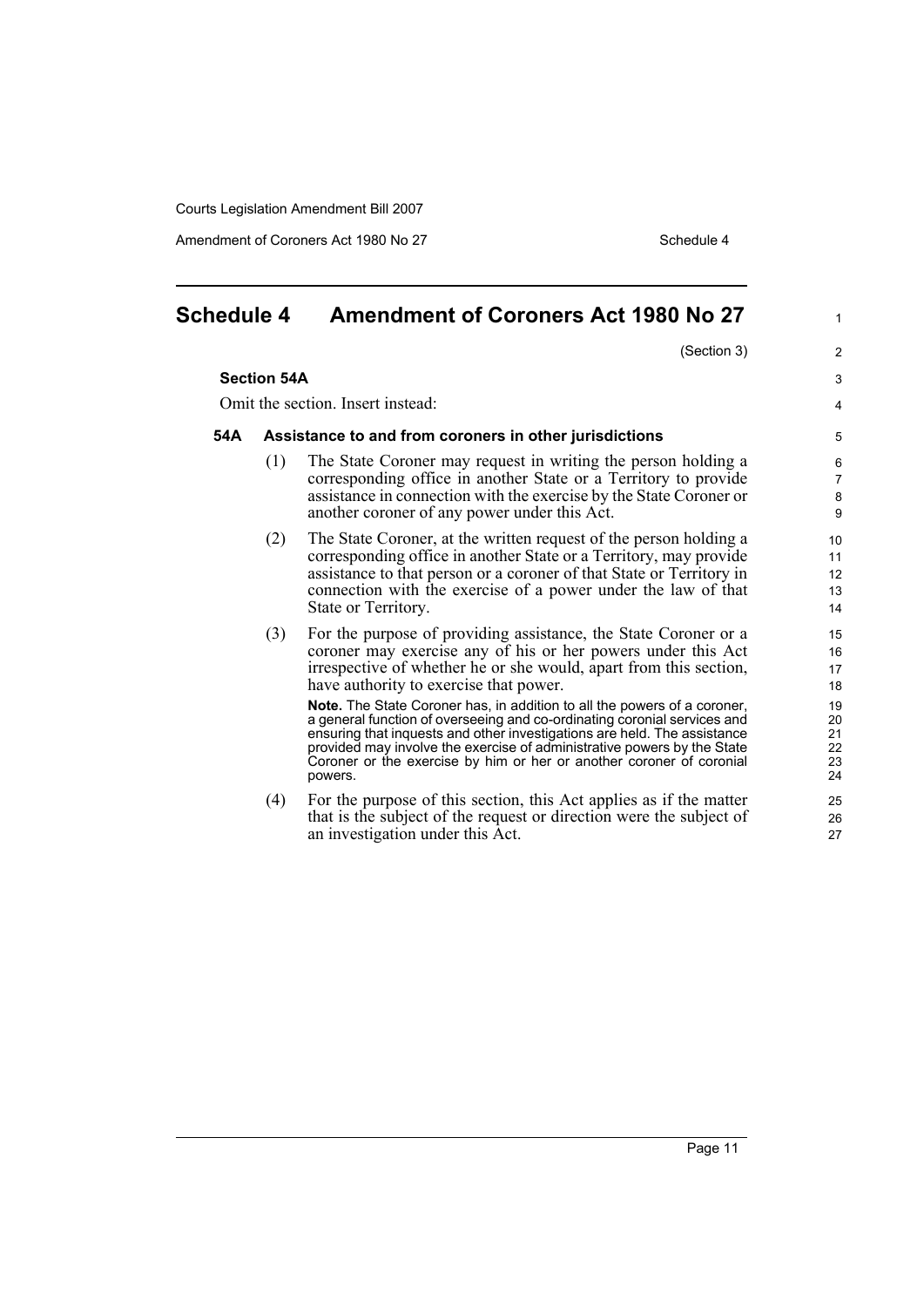## Schedule 4 Amendment of Coroners Act 1980 No 27

(Section 3)

**Section 54A**

Omit the section. Insert instead:

**54A Assistance to and from coroners in other jurisdictions**

(1) The State Coroner may request in writing the person holding a corresponding office in another State or a Territory to provide assistance in connection with the exercise by the State Coroner or another coroner of any power under this Act.

(2) The State Coroner, at the written request of the person holding a corresponding office in another State or a Territory, may provide assistance to that person or a coroner of that State or Territory in connection with the exercise of a power under the law of that State or Territory.

(3) For the purpose of providing assistance, the State Coroner or a coroner may exercise any of his or her powers under this Act irrespective of whether he or she would, apart from this section, have authority to exercise that power.

**Note.** The State Coroner has, in addition to all the powers of a coroner, a general function of overseeing and co-ordinating coronial services and ensuring that inquests and other investigations are held. The assistance provided may involve the exercise of administrative powers by the State Coroner or the exercise by him or her or another coroner of coronial powers.

(4) For the purpose of this section, this Act applies as if the matter that is the subject of the request or direction were the subject of an investigation under this Act.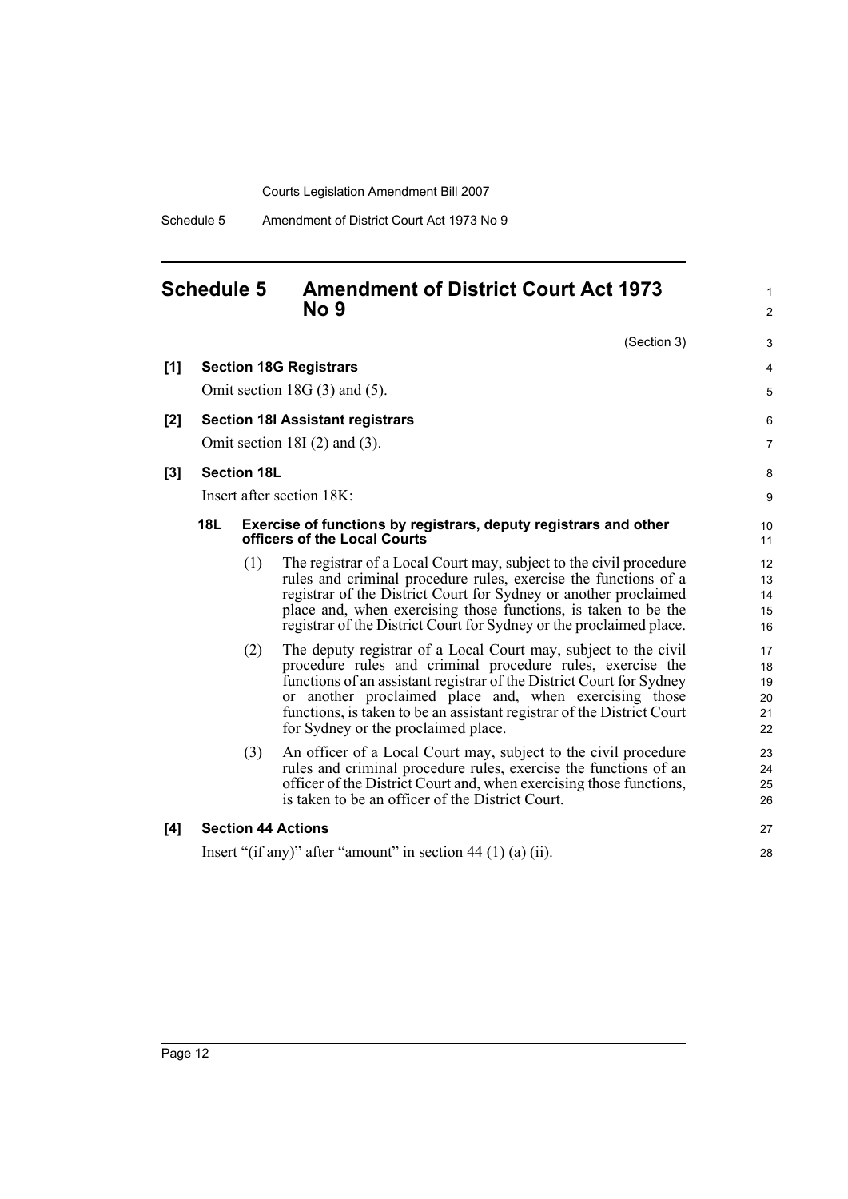## Schedule 5 Amendment of District Court Act 1973 No 9

(Section 3)

**[1] Section 18G Registrars**

Omit section 18G (3) and (5).

**[2] Section 18I Assistant registrars**

Omit section 18I (2) and (3).

**[3] Section 18L**

Insert after section 18K:

**18L Exercise of functions by registrars, deputy registrars and other officers of the Local Courts**

(1) The registrar of a Local Court may, subject to the civil procedure rules and criminal procedure rules, exercise the functions of a registrar of the District Court for Sydney or another proclaimed place and, when exercising those functions, is taken to be the registrar of the District Court for Sydney or the proclaimed place.

(2) The deputy registrar of a Local Court may, subject to the civil procedure rules and criminal procedure rules, exercise the functions of an assistant registrar of the District Court for Sydney or another proclaimed place and, when exercising those functions, is taken to be an assistant registrar of the District Court for Sydney or the proclaimed place.

(3) An officer of a Local Court may, subject to the civil procedure rules and criminal procedure rules, exercise the functions of an officer of the District Court and, when exercising those functions, is taken to be an officer of the District Court.

**[4] Section 44 Actions**

Insert "(if any)" after "amount" in section 44 (1) (a) (ii).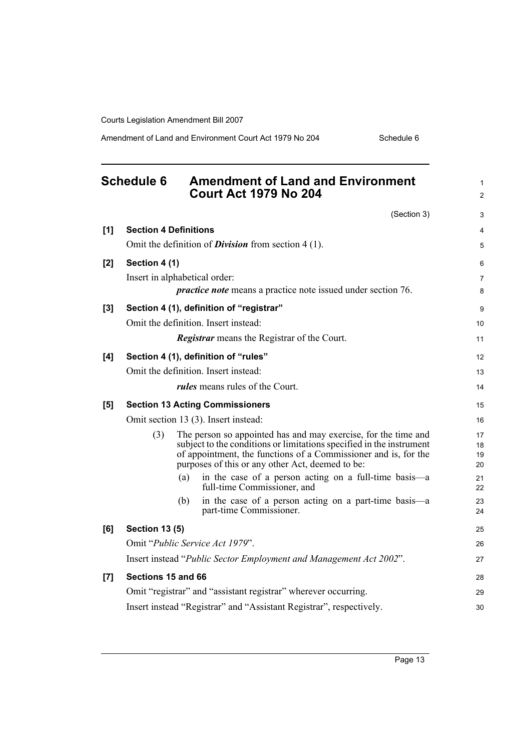# Schedule 6 Amendment of Land and Environment Court Act 1979 No 204

(Section 3)

**[1] Section 4 Definitions**

Omit the definition of ***Division*** from section 4 (1).

**[2] Section 4 (1)**

Insert in alphabetical order:

> ***practice note*** means a practice note issued under section 76.

**[3] Section 4 (1), definition of "registrar"**

Omit the definition. Insert instead:

> ***Registrar*** means the Registrar of the Court.

**[4] Section 4 (1), definition of "rules"**

Omit the definition. Insert instead:

> ***rules*** means rules of the Court.

**[5] Section 13 Acting Commissioners**

Omit section 13 (3). Insert instead:

> (3) The person so appointed has and may exercise, for the time and subject to the conditions or limitations specified in the instrument of appointment, the functions of a Commissioner and is, for the purposes of this or any other Act, deemed to be:
>
> (a) in the case of a person acting on a full-time basis—a full-time Commissioner, and
>
> (b) in the case of a person acting on a part-time basis—a part-time Commissioner.

**[6] Section 13 (5)**

Omit "*Public Service Act 1979*".

Insert instead "*Public Sector Employment and Management Act 2002*".

**[7] Sections 15 and 66**

Omit "registrar" and "assistant registrar" wherever occurring.

Insert instead "Registrar" and "Assistant Registrar", respectively.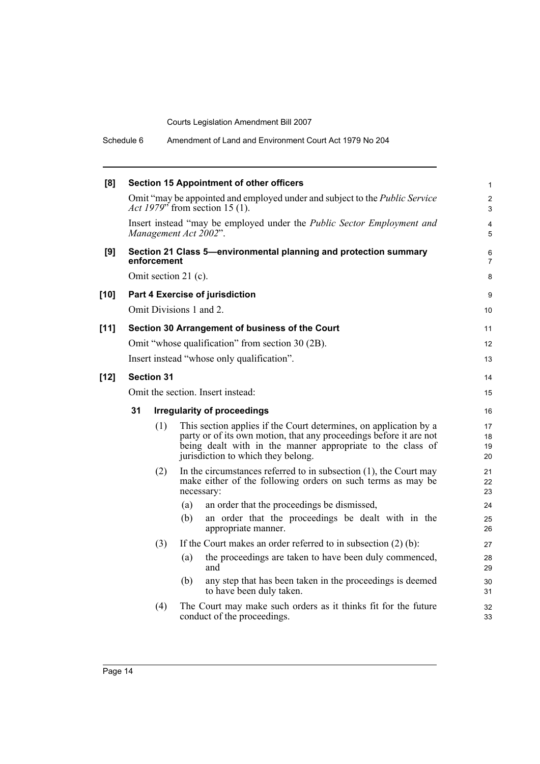**[8] Section 15 Appointment of other officers**

Omit "may be appointed and employed under and subject to the *Public Service Act 1979*" from section 15 (1).

Insert instead "may be employed under the *Public Sector Employment and Management Act 2002*".

**[9] Section 21 Class 5—environmental planning and protection summary enforcement**

Omit section 21 (c).

**[10] Part 4 Exercise of jurisdiction**

Omit Divisions 1 and 2.

**[11] Section 30 Arrangement of business of the Court**

Omit "whose qualification" from section 30 (2B).

Insert instead "whose only qualification".

**[12] Section 31**

Omit the section. Insert instead:

**31 Irregularity of proceedings**

(1) This section applies if the Court determines, on application by a party or of its own motion, that any proceedings before it are not being dealt with in the manner appropriate to the class of jurisdiction to which they belong.

(2) In the circumstances referred to in subsection (1), the Court may make either of the following orders on such terms as may be necessary:

- (a) an order that the proceedings be dismissed,
- (b) an order that the proceedings be dealt with in the appropriate manner.

(3) If the Court makes an order referred to in subsection (2) (b):

- (a) the proceedings are taken to have been duly commenced, and
- (b) any step that has been taken in the proceedings is deemed to have been duly taken.

(4) The Court may make such orders as it thinks fit for the future conduct of the proceedings.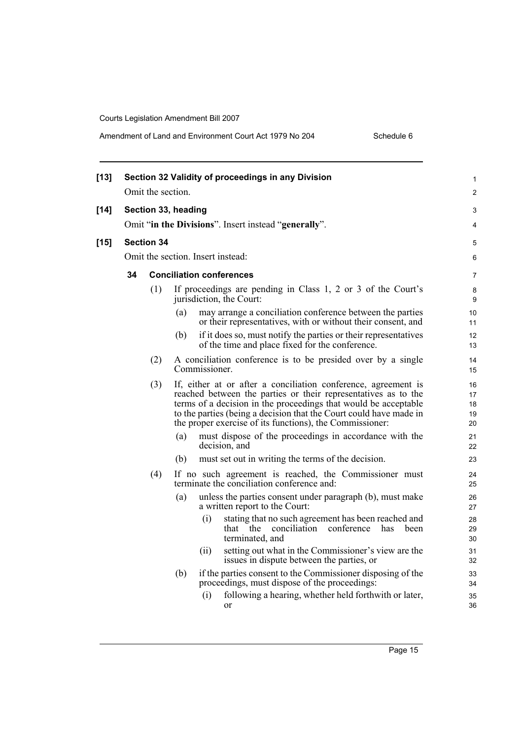**[13] Section 32 Validity of proceedings in any Division**

Omit the section.

**[14] Section 33, heading**

Omit "**in the Divisions**". Insert instead "**generally**".

**[15] Section 34**

Omit the section. Insert instead:

**34 Conciliation conferences**

(1) If proceedings are pending in Class 1, 2 or 3 of the Court's jurisdiction, the Court:

- (a) may arrange a conciliation conference between the parties or their representatives, with or without their consent, and
- (b) if it does so, must notify the parties or their representatives of the time and place fixed for the conference.

(2) A conciliation conference is to be presided over by a single Commissioner.

(3) If, either at or after a conciliation conference, agreement is reached between the parties or their representatives as to the terms of a decision in the proceedings that would be acceptable to the parties (being a decision that the Court could have made in the proper exercise of its functions), the Commissioner:

- (a) must dispose of the proceedings in accordance with the decision, and
- (b) must set out in writing the terms of the decision.

(4) If no such agreement is reached, the Commissioner must terminate the conciliation conference and:

- (a) unless the parties consent under paragraph (b), must make a written report to the Court:
  - (i) stating that no such agreement has been reached and that the conciliation conference has been terminated, and
  - (ii) setting out what in the Commissioner's view are the issues in dispute between the parties, or
- (b) if the parties consent to the Commissioner disposing of the proceedings, must dispose of the proceedings:
  - (i) following a hearing, whether held forthwith or later, or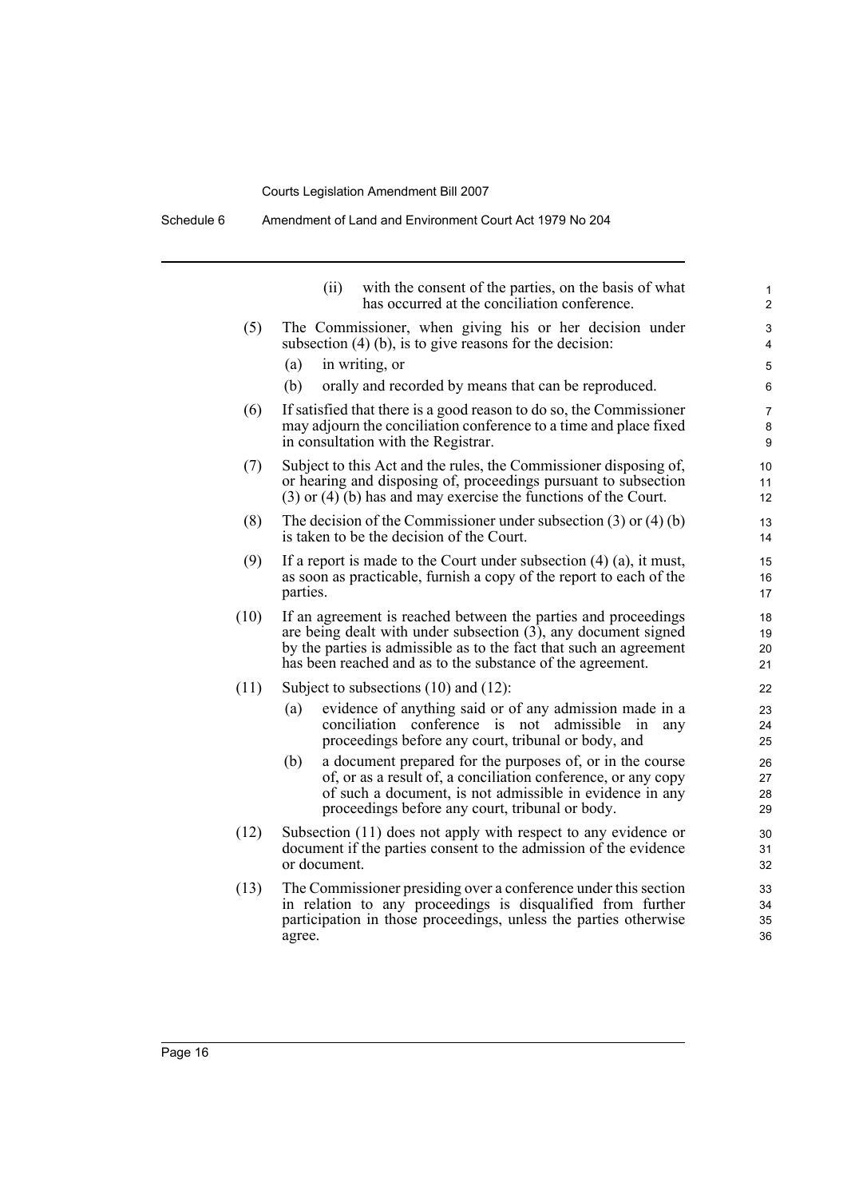(ii) with the consent of the parties, on the basis of what has occurred at the conciliation conference.

(5) The Commissioner, when giving his or her decision under subsection (4) (b), is to give reasons for the decision:

(a) in writing, or

(b) orally and recorded by means that can be reproduced.

(6) If satisfied that there is a good reason to do so, the Commissioner may adjourn the conciliation conference to a time and place fixed in consultation with the Registrar.

(7) Subject to this Act and the rules, the Commissioner disposing of, or hearing and disposing of, proceedings pursuant to subsection (3) or (4) (b) has and may exercise the functions of the Court.

(8) The decision of the Commissioner under subsection (3) or (4) (b) is taken to be the decision of the Court.

(9) If a report is made to the Court under subsection (4) (a), it must, as soon as practicable, furnish a copy of the report to each of the parties.

(10) If an agreement is reached between the parties and proceedings are being dealt with under subsection (3), any document signed by the parties is admissible as to the fact that such an agreement has been reached and as to the substance of the agreement.

(11) Subject to subsections (10) and (12):

(a) evidence of anything said or of any admission made in a conciliation conference is not admissible in any proceedings before any court, tribunal or body, and

(b) a document prepared for the purposes of, or in the course of, or as a result of, a conciliation conference, or any copy of such a document, is not admissible in evidence in any proceedings before any court, tribunal or body.

(12) Subsection (11) does not apply with respect to any evidence or document if the parties consent to the admission of the evidence or document.

(13) The Commissioner presiding over a conference under this section in relation to any proceedings is disqualified from further participation in those proceedings, unless the parties otherwise agree.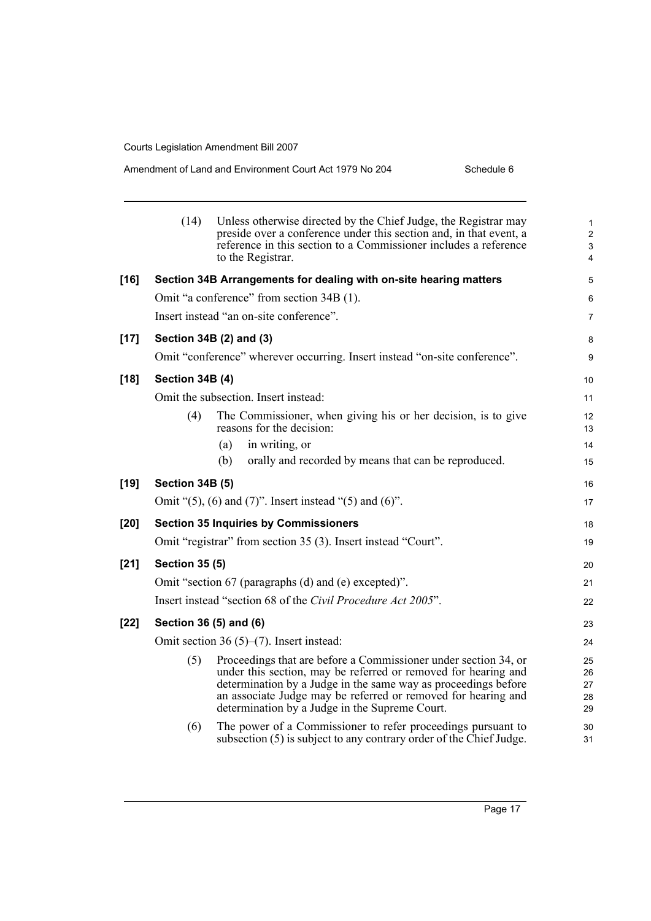(14) Unless otherwise directed by the Chief Judge, the Registrar may preside over a conference under this section and, in that event, a reference in this section to a Commissioner includes a reference to the Registrar.

**[16] Section 34B Arrangements for dealing with on-site hearing matters**

Omit "a conference" from section 34B (1).

Insert instead "an on-site conference".

**[17] Section 34B (2) and (3)**

Omit "conference" wherever occurring. Insert instead "on-site conference".

**[18] Section 34B (4)**

Omit the subsection. Insert instead:

(4) The Commissioner, when giving his or her decision, is to give reasons for the decision:

(a) in writing, or

(b) orally and recorded by means that can be reproduced.

**[19] Section 34B (5)**

Omit "(5), (6) and (7)". Insert instead "(5) and (6)".

**[20] Section 35 Inquiries by Commissioners**

Omit "registrar" from section 35 (3). Insert instead "Court".

**[21] Section 35 (5)**

Omit "section 67 (paragraphs (d) and (e) excepted)".

Insert instead "section 68 of the *Civil Procedure Act 2005*".

**[22] Section 36 (5) and (6)**

Omit section 36 (5)–(7). Insert instead:

(5) Proceedings that are before a Commissioner under section 34, or under this section, may be referred or removed for hearing and determination by a Judge in the same way as proceedings before an associate Judge may be referred or removed for hearing and determination by a Judge in the Supreme Court.

(6) The power of a Commissioner to refer proceedings pursuant to subsection (5) is subject to any contrary order of the Chief Judge.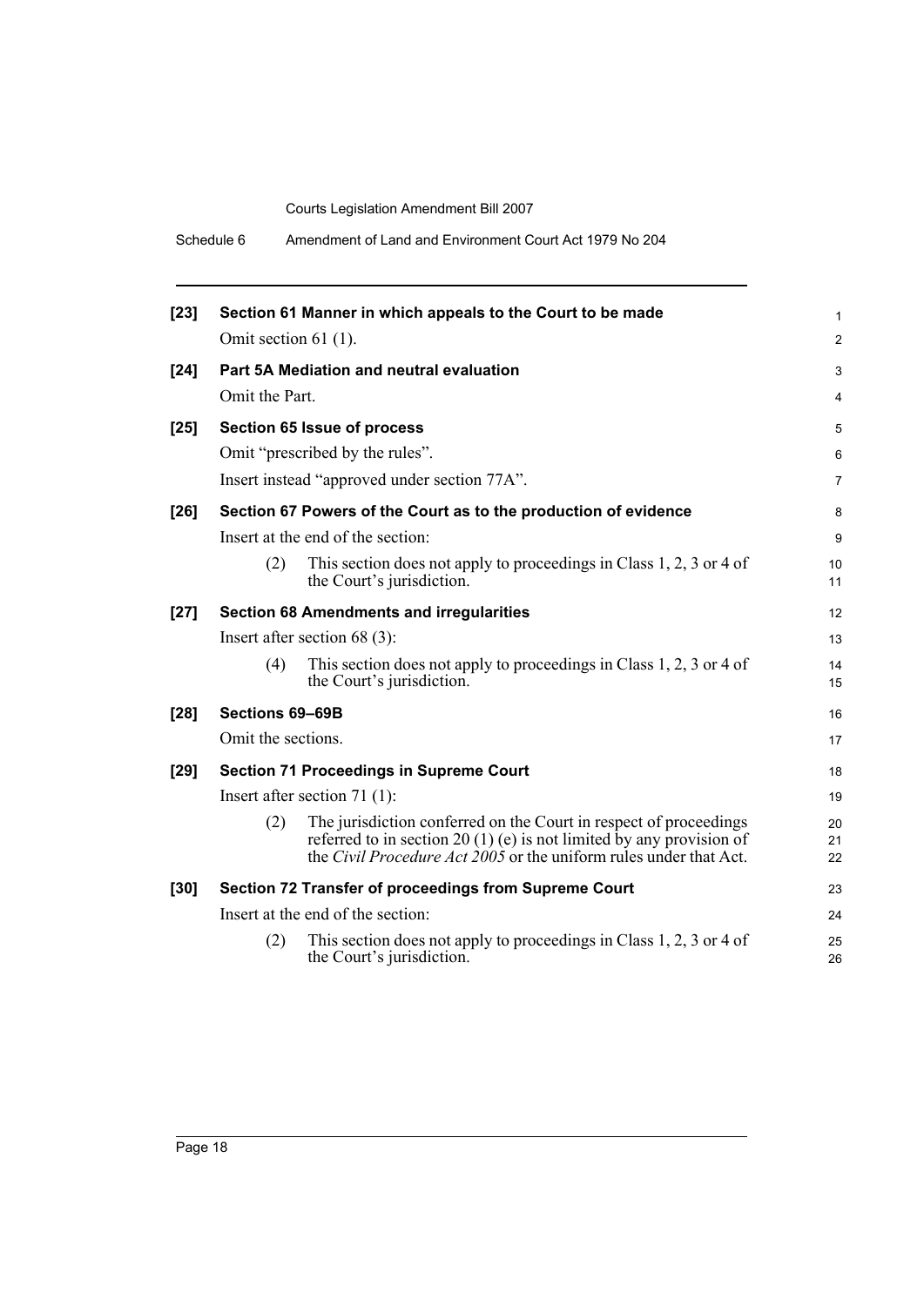**[23] Section 61 Manner in which appeals to the Court to be made**

Omit section 61 (1).

**[24] Part 5A Mediation and neutral evaluation**

Omit the Part.

**[25] Section 65 Issue of process**

Omit "prescribed by the rules".

Insert instead "approved under section 77A".

**[26] Section 67 Powers of the Court as to the production of evidence**

Insert at the end of the section:

(2) This section does not apply to proceedings in Class 1, 2, 3 or 4 of the Court's jurisdiction.

**[27] Section 68 Amendments and irregularities**

Insert after section 68 (3):

(4) This section does not apply to proceedings in Class 1, 2, 3 or 4 of the Court's jurisdiction.

**[28] Sections 69–69B**

Omit the sections.

**[29] Section 71 Proceedings in Supreme Court**

Insert after section 71 (1):

(2) The jurisdiction conferred on the Court in respect of proceedings referred to in section 20 (1) (e) is not limited by any provision of the *Civil Procedure Act 2005* or the uniform rules under that Act.

**[30] Section 72 Transfer of proceedings from Supreme Court**

Insert at the end of the section:

(2) This section does not apply to proceedings in Class 1, 2, 3 or 4 of the Court's jurisdiction.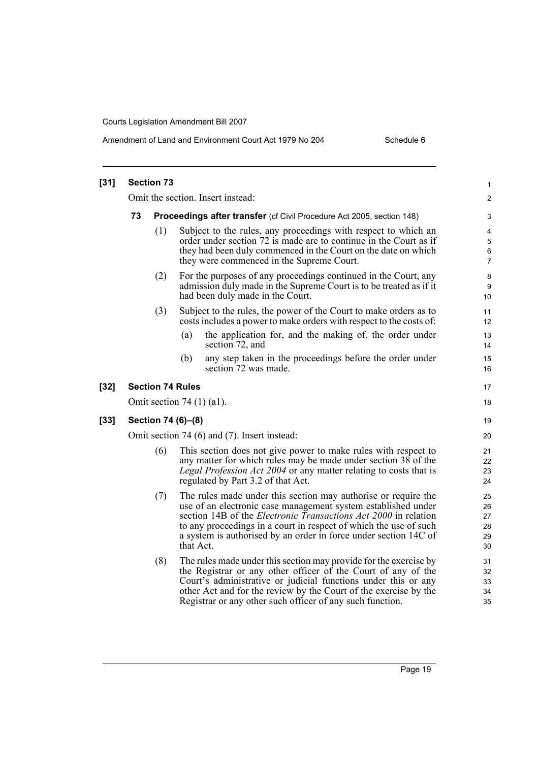**[31] Section 73**

Omit the section. Insert instead:

**73 Proceedings after transfer** (cf Civil Procedure Act 2005, section 148)

(1) Subject to the rules, any proceedings with respect to which an order under section 72 is made are to continue in the Court as if they had been duly commenced in the Court on the date on which they were commenced in the Supreme Court.

(2) For the purposes of any proceedings continued in the Court, any admission duly made in the Supreme Court is to be treated as if it had been duly made in the Court.

(3) Subject to the rules, the power of the Court to make orders as to costs includes a power to make orders with respect to the costs of:

(a) the application for, and the making of, the order under section 72, and

(b) any step taken in the proceedings before the order under section 72 was made.

**[32] Section 74 Rules**

Omit section 74 (1) (a1).

**[33] Section 74 (6)–(8)**

Omit section 74 (6) and (7). Insert instead:

(6) This section does not give power to make rules with respect to any matter for which rules may be made under section 38 of the *Legal Profession Act 2004* or any matter relating to costs that is regulated by Part 3.2 of that Act.

(7) The rules made under this section may authorise or require the use of an electronic case management system established under section 14B of the *Electronic Transactions Act 2000* in relation to any proceedings in a court in respect of which the use of such a system is authorised by an order in force under section 14C of that Act.

(8) The rules made under this section may provide for the exercise by the Registrar or any other officer of the Court of any of the Court's administrative or judicial functions under this or any other Act and for the review by the Court of the exercise by the Registrar or any other such officer of any such function.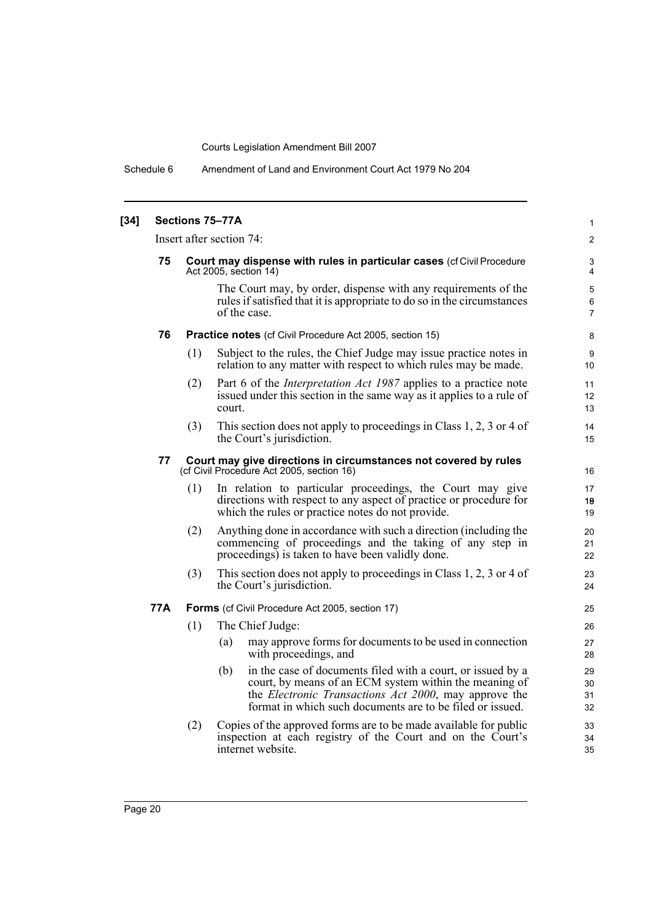**[34] Sections 75–77A**

Insert after section 74:

**75 Court may dispense with rules in particular cases** (cf Civil Procedure Act 2005, section 14)

The Court may, by order, dispense with any requirements of the rules if satisfied that it is appropriate to do so in the circumstances of the case.

**76 Practice notes** (cf Civil Procedure Act 2005, section 15)

(1) Subject to the rules, the Chief Judge may issue practice notes in relation to any matter with respect to which rules may be made.

(2) Part 6 of the *Interpretation Act 1987* applies to a practice note issued under this section in the same way as it applies to a rule of court.

(3) This section does not apply to proceedings in Class 1, 2, 3 or 4 of the Court's jurisdiction.

**77 Court may give directions in circumstances not covered by rules** (cf Civil Procedure Act 2005, section 16)

(1) In relation to particular proceedings, the Court may give directions with respect to any aspect of practice or procedure for which the rules or practice notes do not provide.

(2) Anything done in accordance with such a direction (including the commencing of proceedings and the taking of any step in proceedings) is taken to have been validly done.

(3) This section does not apply to proceedings in Class 1, 2, 3 or 4 of the Court's jurisdiction.

**77A Forms** (cf Civil Procedure Act 2005, section 17)

(1) The Chief Judge:

(a) may approve forms for documents to be used in connection with proceedings, and

(b) in the case of documents filed with a court, or issued by a court, by means of an ECM system within the meaning of the *Electronic Transactions Act 2000*, may approve the format in which such documents are to be filed or issued.

(2) Copies of the approved forms are to be made available for public inspection at each registry of the Court and on the Court's internet website.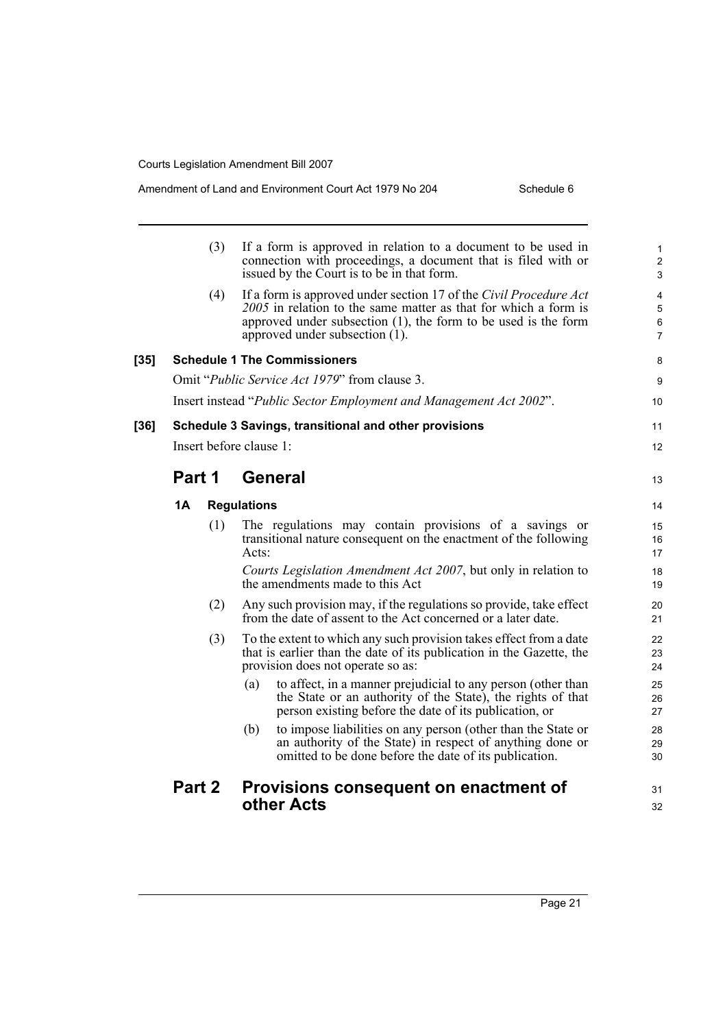(3) If a form is approved in relation to a document to be used in connection with proceedings, a document that is filed with or issued by the Court is to be in that form.

(4) If a form is approved under section 17 of the *Civil Procedure Act 2005* in relation to the same matter as that for which a form is approved under subsection (1), the form to be used is the form approved under subsection (1).

**[35] Schedule 1 The Commissioners**

Omit "*Public Service Act 1979*" from clause 3.

Insert instead "*Public Sector Employment and Management Act 2002*".

**[36] Schedule 3 Savings, transitional and other provisions**

Insert before clause 1:

## Part 1 General

### 1A Regulations

(1) The regulations may contain provisions of a savings or transitional nature consequent on the enactment of the following Acts:

*Courts Legislation Amendment Act 2007*, but only in relation to the amendments made to this Act

(2) Any such provision may, if the regulations so provide, take effect from the date of assent to the Act concerned or a later date.

(3) To the extent to which any such provision takes effect from a date that is earlier than the date of its publication in the Gazette, the provision does not operate so as:

(a) to affect, in a manner prejudicial to any person (other than the State or an authority of the State), the rights of that person existing before the date of its publication, or

(b) to impose liabilities on any person (other than the State or an authority of the State) in respect of anything done or omitted to be done before the date of its publication.

## Part 2 Provisions consequent on enactment of other Acts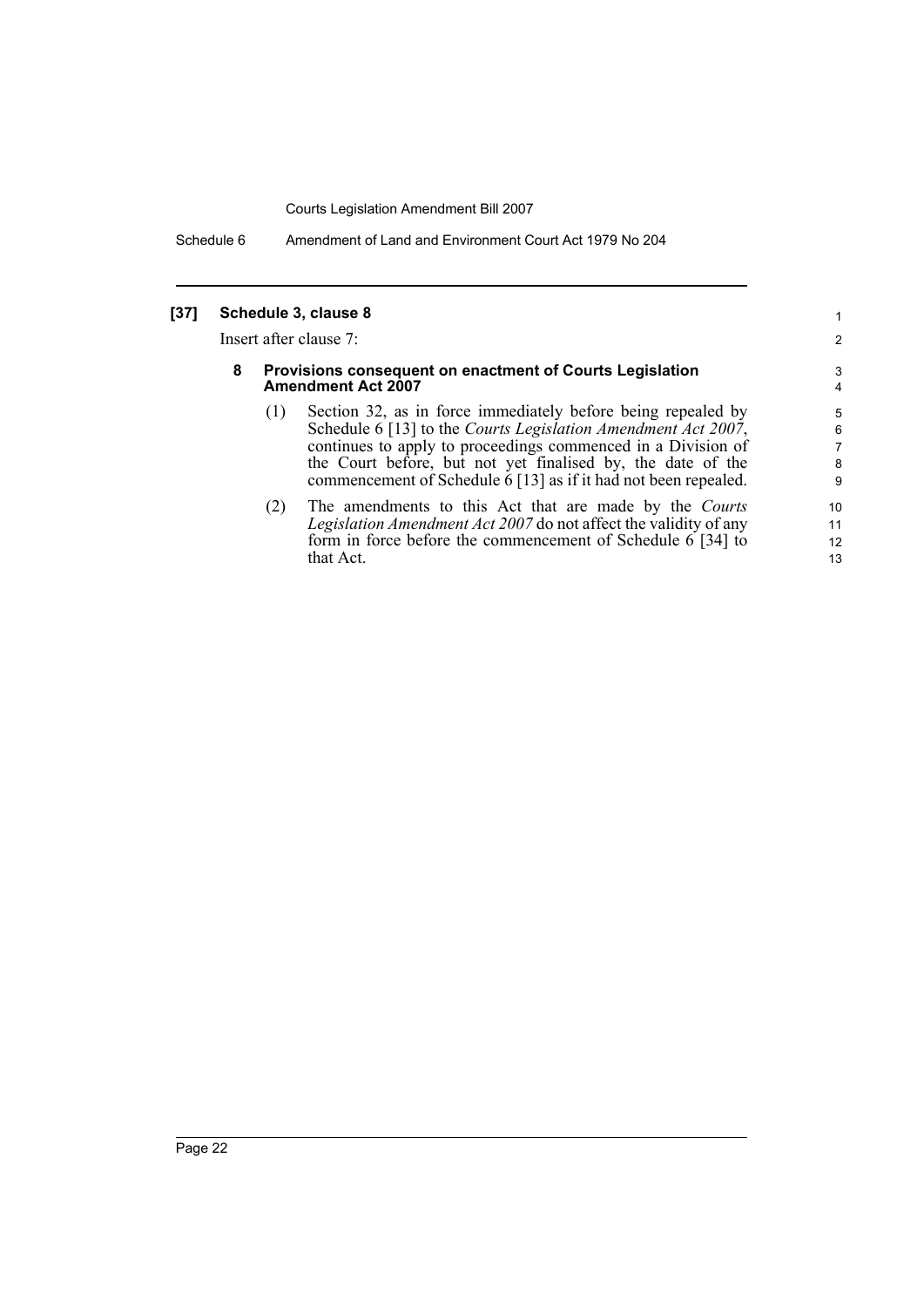**[37] Schedule 3, clause 8**

Insert after clause 7:

**8 Provisions consequent on enactment of Courts Legislation Amendment Act 2007**

(1) Section 32, as in force immediately before being repealed by Schedule 6 [13] to the *Courts Legislation Amendment Act 2007*, continues to apply to proceedings commenced in a Division of the Court before, but not yet finalised by, the date of the commencement of Schedule 6 [13] as if it had not been repealed.

(2) The amendments to this Act that are made by the *Courts Legislation Amendment Act 2007* do not affect the validity of any form in force before the commencement of Schedule 6 [34] to that Act.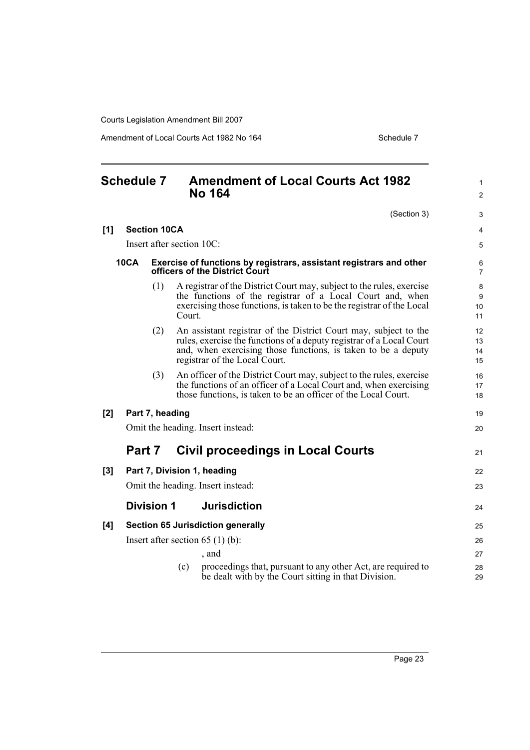## Schedule 7 Amendment of Local Courts Act 1982 No 164

(Section 3)

**[1] Section 10CA**

Insert after section 10C:

**10CA Exercise of functions by registrars, assistant registrars and other officers of the District Court**

(1) A registrar of the District Court may, subject to the rules, exercise the functions of the registrar of a Local Court and, when exercising those functions, is taken to be the registrar of the Local Court.

(2) An assistant registrar of the District Court may, subject to the rules, exercise the functions of a deputy registrar of a Local Court and, when exercising those functions, is taken to be a deputy registrar of the Local Court.

(3) An officer of the District Court may, subject to the rules, exercise the functions of an officer of a Local Court and, when exercising those functions, is taken to be an officer of the Local Court.

**[2] Part 7, heading**

Omit the heading. Insert instead:

## Part 7 Civil proceedings in Local Courts

**[3] Part 7, Division 1, heading**

Omit the heading. Insert instead:

### Division 1 Jurisdiction

**[4] Section 65 Jurisdiction generally**

Insert after section 65 (1) (b):

, and

(c) proceedings that, pursuant to any other Act, are required to be dealt with by the Court sitting in that Division.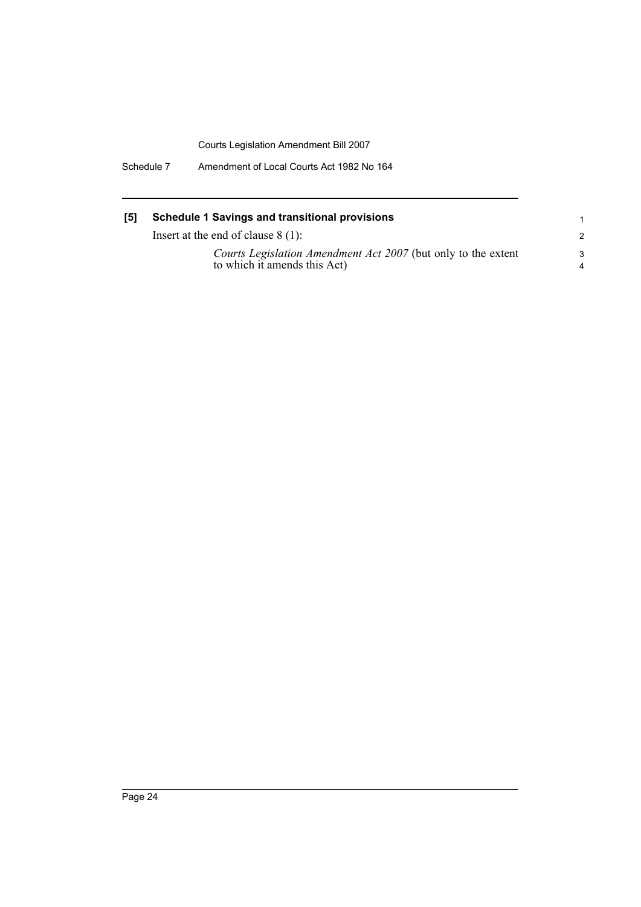**[5] Schedule 1 Savings and transitional provisions**

Insert at the end of clause 8 (1):

> *Courts Legislation Amendment Act 2007* (but only to the extent to which it amends this Act)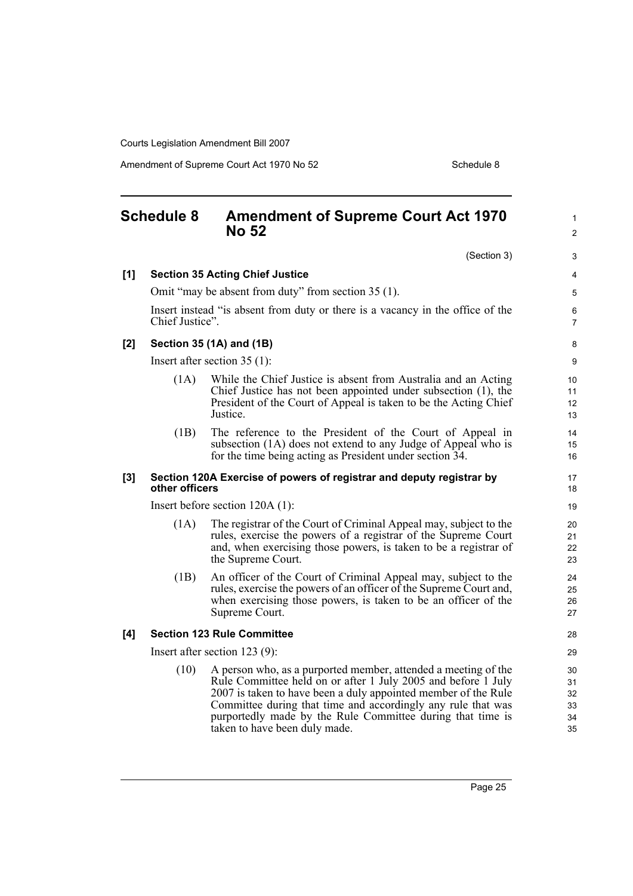## Schedule 8 Amendment of Supreme Court Act 1970 No 52

(Section 3)

**[1] Section 35 Acting Chief Justice**

Omit "may be absent from duty" from section 35 (1).

Insert instead "is absent from duty or there is a vacancy in the office of the Chief Justice".

**[2] Section 35 (1A) and (1B)**

Insert after section 35 (1):

(1A) While the Chief Justice is absent from Australia and an Acting Chief Justice has not been appointed under subsection (1), the President of the Court of Appeal is taken to be the Acting Chief Justice.

(1B) The reference to the President of the Court of Appeal in subsection (1A) does not extend to any Judge of Appeal who is for the time being acting as President under section 34.

**[3] Section 120A Exercise of powers of registrar and deputy registrar by other officers**

Insert before section 120A (1):

(1A) The registrar of the Court of Criminal Appeal may, subject to the rules, exercise the powers of a registrar of the Supreme Court and, when exercising those powers, is taken to be a registrar of the Supreme Court.

(1B) An officer of the Court of Criminal Appeal may, subject to the rules, exercise the powers of an officer of the Supreme Court and, when exercising those powers, is taken to be an officer of the Supreme Court.

**[4] Section 123 Rule Committee**

Insert after section 123 (9):

(10) A person who, as a purported member, attended a meeting of the Rule Committee held on or after 1 July 2005 and before 1 July 2007 is taken to have been a duly appointed member of the Rule Committee during that time and accordingly any rule that was purportedly made by the Rule Committee during that time is taken to have been duly made.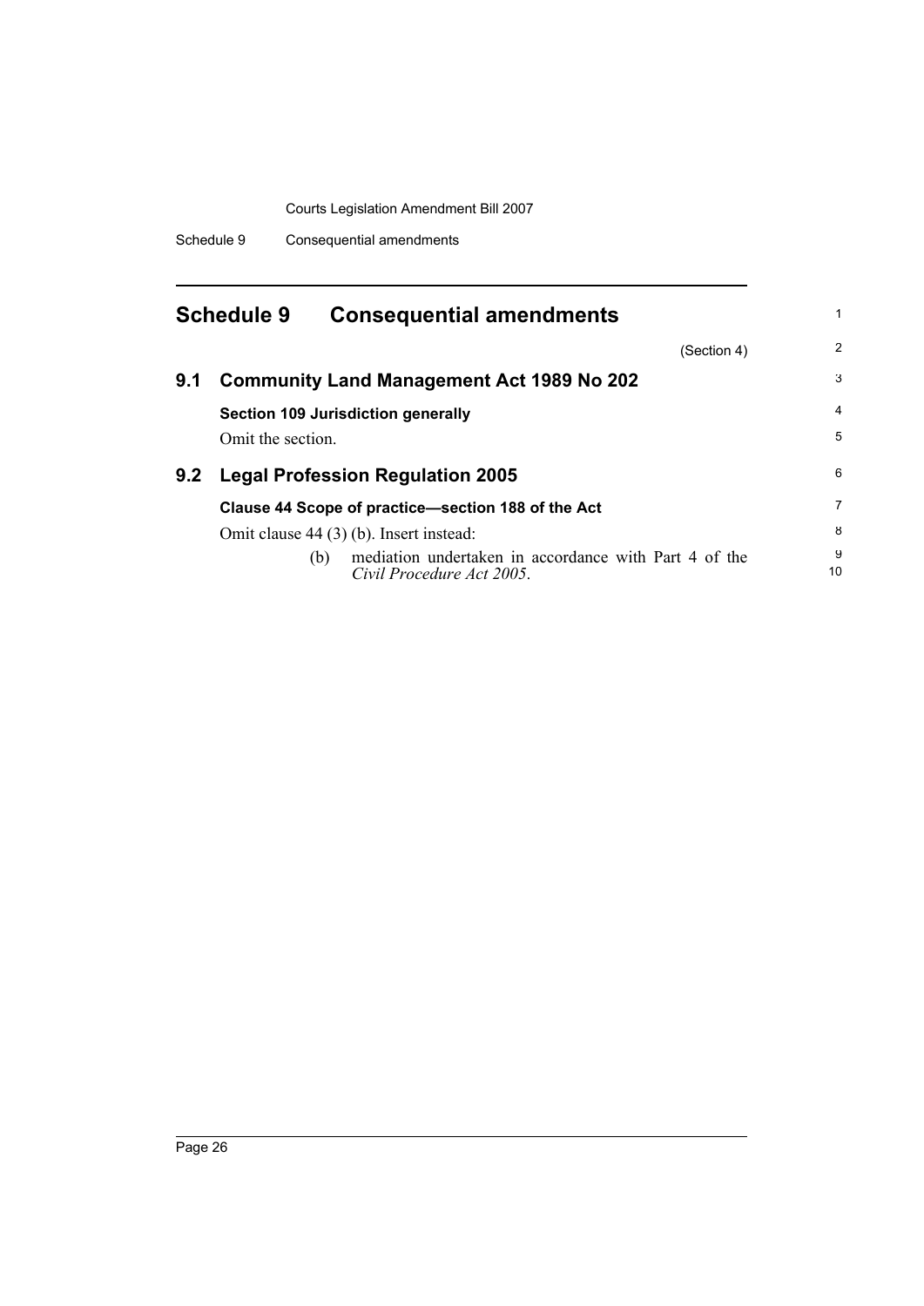# Schedule 9 Consequential amendments

(Section 4)

## 9.1 Community Land Management Act 1989 No 202

### Section 109 Jurisdiction generally

Omit the section.

## 9.2 Legal Profession Regulation 2005

### Clause 44 Scope of practice—section 188 of the Act

Omit clause 44 (3) (b). Insert instead:

(b) mediation undertaken in accordance with Part 4 of the *Civil Procedure Act 2005*.